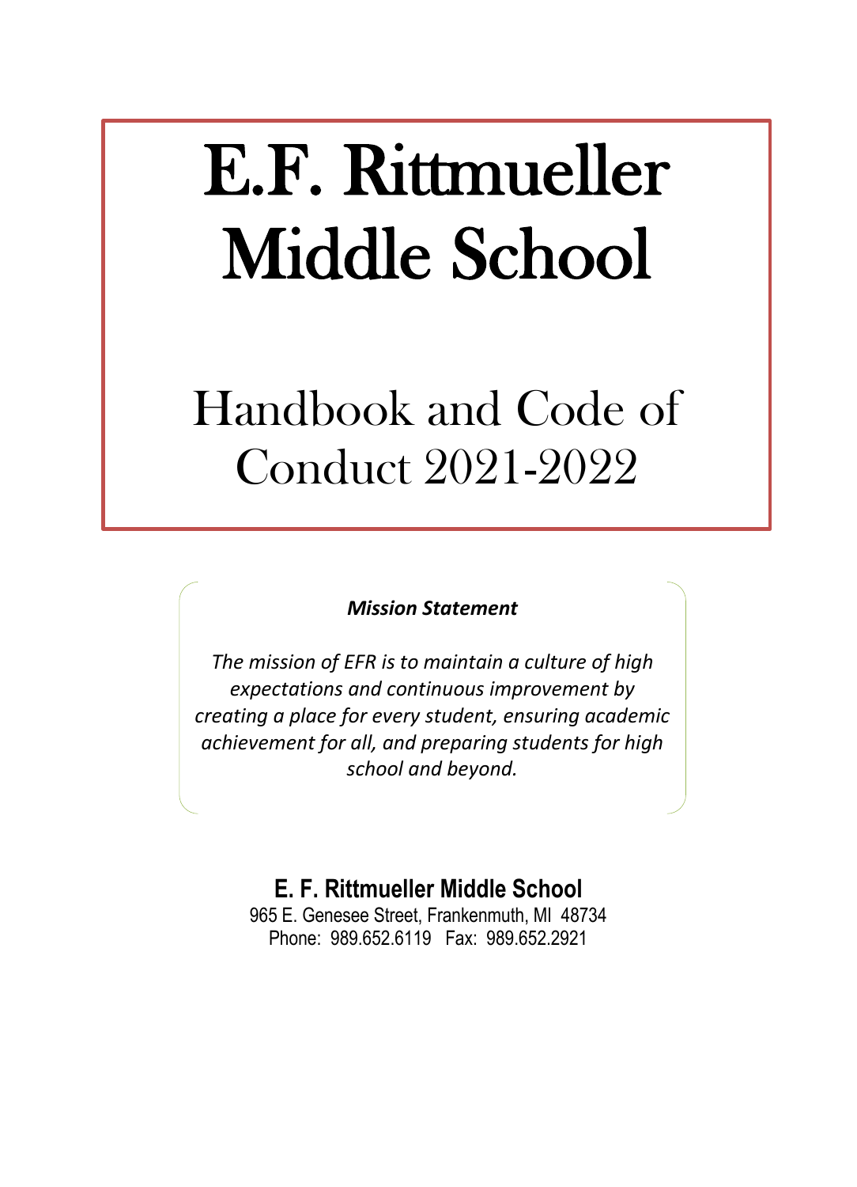# E.F. Rittmueller Middle School

## Handbook and Code of Conduct 2021-2022

***Mission Statement***

*The mission of EFR is to maintain a culture of high expectations and continuous improvement by creating a place for every student, ensuring academic achievement for all, and preparing students for high school and beyond.*

**E. F. Rittmueller Middle School**

965 E. Genesee Street, Frankenmuth, MI 48734

Phone: 989.652.6119 Fax: 989.652.2921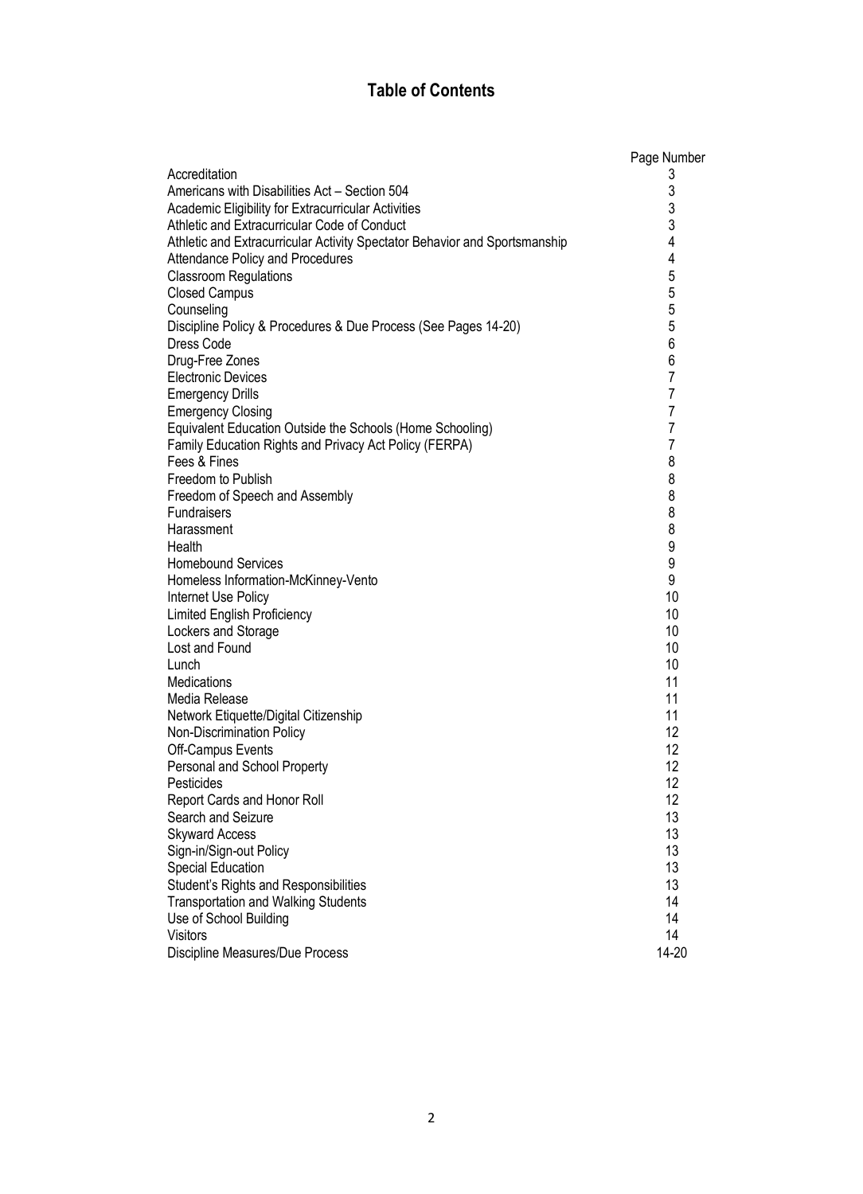# Table of Contents

| | Page Number |
|---|---|
| Accreditation | 3 |
| Americans with Disabilities Act – Section 504 | 3 |
| Academic Eligibility for Extracurricular Activities | 3 |
| Athletic and Extracurricular Code of Conduct | 3 |
| Athletic and Extracurricular Activity Spectator Behavior and Sportsmanship | 4 |
| Attendance Policy and Procedures | 4 |
| Classroom Regulations | 5 |
| Closed Campus | 5 |
| Counseling | 5 |
| Discipline Policy & Procedures & Due Process (See Pages 14-20) | 5 |
| Dress Code | 6 |
| Drug-Free Zones | 6 |
| Electronic Devices | 7 |
| Emergency Drills | 7 |
| Emergency Closing | 7 |
| Equivalent Education Outside the Schools (Home Schooling) | 7 |
| Family Education Rights and Privacy Act Policy (FERPA) | 7 |
| Fees & Fines | 8 |
| Freedom to Publish | 8 |
| Freedom of Speech and Assembly | 8 |
| Fundraisers | 8 |
| Harassment | 8 |
| Health | 9 |
| Homebound Services | 9 |
| Homeless Information-McKinney-Vento | 9 |
| Internet Use Policy | 10 |
| Limited English Proficiency | 10 |
| Lockers and Storage | 10 |
| Lost and Found | 10 |
| Lunch | 10 |
| Medications | 11 |
| Media Release | 11 |
| Network Etiquette/Digital Citizenship | 11 |
| Non-Discrimination Policy | 12 |
| Off-Campus Events | 12 |
| Personal and School Property | 12 |
| Pesticides | 12 |
| Report Cards and Honor Roll | 12 |
| Search and Seizure | 13 |
| Skyward Access | 13 |
| Sign-in/Sign-out Policy | 13 |
| Special Education | 13 |
| Student's Rights and Responsibilities | 13 |
| Transportation and Walking Students | 14 |
| Use of School Building | 14 |
| Visitors | 14 |
| Discipline Measures/Due Process | 14-20 |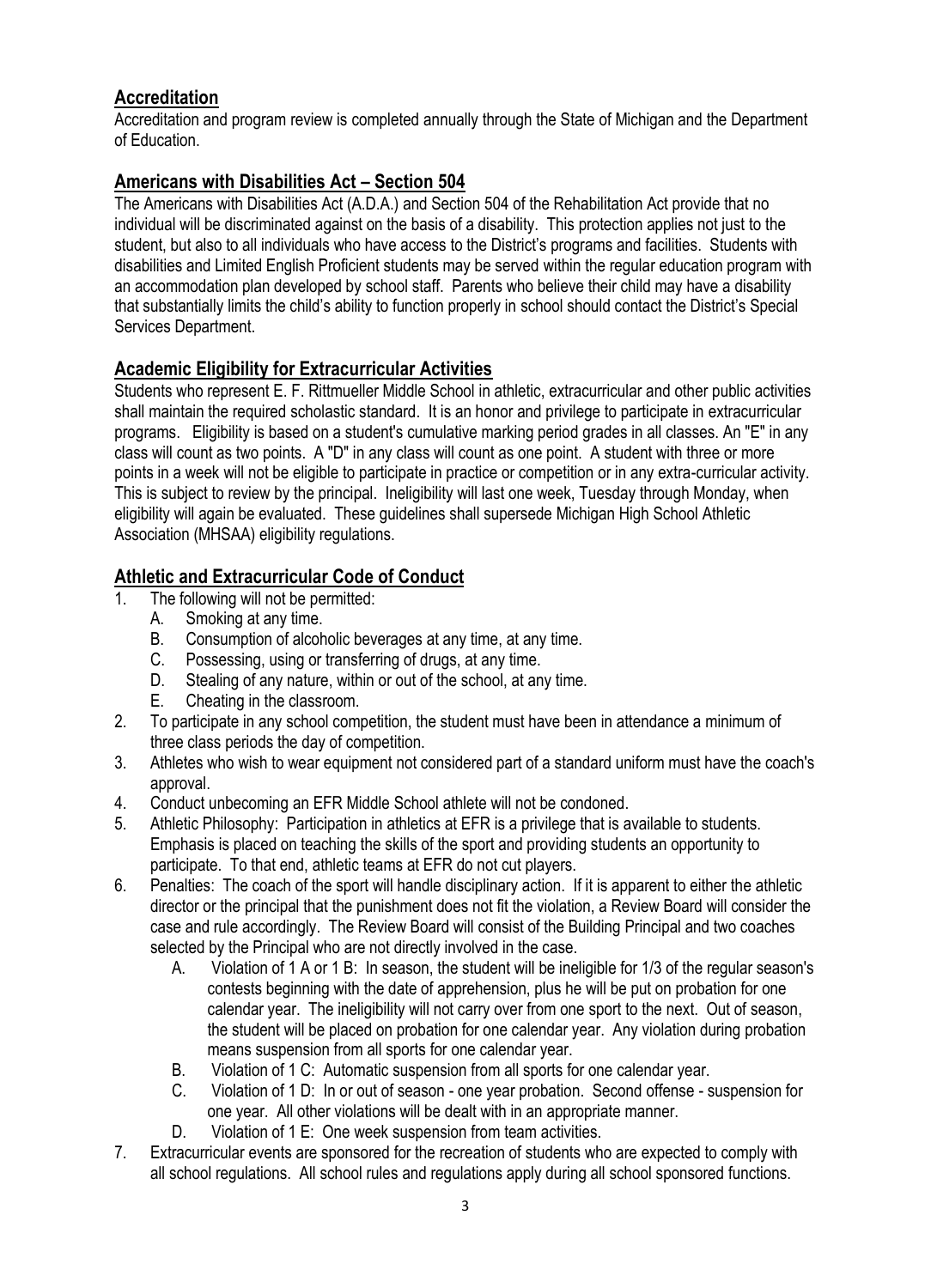## Accreditation

Accreditation and program review is completed annually through the State of Michigan and the Department of Education.

## Americans with Disabilities Act – Section 504

The Americans with Disabilities Act (A.D.A.) and Section 504 of the Rehabilitation Act provide that no individual will be discriminated against on the basis of a disability. This protection applies not just to the student, but also to all individuals who have access to the District's programs and facilities. Students with disabilities and Limited English Proficient students may be served within the regular education program with an accommodation plan developed by school staff. Parents who believe their child may have a disability that substantially limits the child's ability to function properly in school should contact the District's Special Services Department.

## Academic Eligibility for Extracurricular Activities

Students who represent E. F. Rittmueller Middle School in athletic, extracurricular and other public activities shall maintain the required scholastic standard. It is an honor and privilege to participate in extracurricular programs. Eligibility is based on a student's cumulative marking period grades in all classes. An "E" in any class will count as two points. A "D" in any class will count as one point. A student with three or more points in a week will not be eligible to participate in practice or competition or in any extra-curricular activity. This is subject to review by the principal. Ineligibility will last one week, Tuesday through Monday, when eligibility will again be evaluated. These guidelines shall supersede Michigan High School Athletic Association (MHSAA) eligibility regulations.

## Athletic and Extracurricular Code of Conduct

1. The following will not be permitted:
   - A. Smoking at any time.
   - B. Consumption of alcoholic beverages at any time, at any time.
   - C. Possessing, using or transferring of drugs, at any time.
   - D. Stealing of any nature, within or out of the school, at any time.
   - E. Cheating in the classroom.
2. To participate in any school competition, the student must have been in attendance a minimum of three class periods the day of competition.
3. Athletes who wish to wear equipment not considered part of a standard uniform must have the coach's approval.
4. Conduct unbecoming an EFR Middle School athlete will not be condoned.
5. Athletic Philosophy: Participation in athletics at EFR is a privilege that is available to students. Emphasis is placed on teaching the skills of the sport and providing students an opportunity to participate. To that end, athletic teams at EFR do not cut players.
6. Penalties: The coach of the sport will handle disciplinary action. If it is apparent to either the athletic director or the principal that the punishment does not fit the violation, a Review Board will consider the case and rule accordingly. The Review Board will consist of the Building Principal and two coaches selected by the Principal who are not directly involved in the case.
   - A. Violation of 1 A or 1 B: In season, the student will be ineligible for 1/3 of the regular season's contests beginning with the date of apprehension, plus he will be put on probation for one calendar year. The ineligibility will not carry over from one sport to the next. Out of season, the student will be placed on probation for one calendar year. Any violation during probation means suspension from all sports for one calendar year.
   - B. Violation of 1 C: Automatic suspension from all sports for one calendar year.
   - C. Violation of 1 D: In or out of season - one year probation. Second offense - suspension for one year. All other violations will be dealt with in an appropriate manner.
   - D. Violation of 1 E: One week suspension from team activities.
7. Extracurricular events are sponsored for the recreation of students who are expected to comply with all school regulations. All school rules and regulations apply during all school sponsored functions.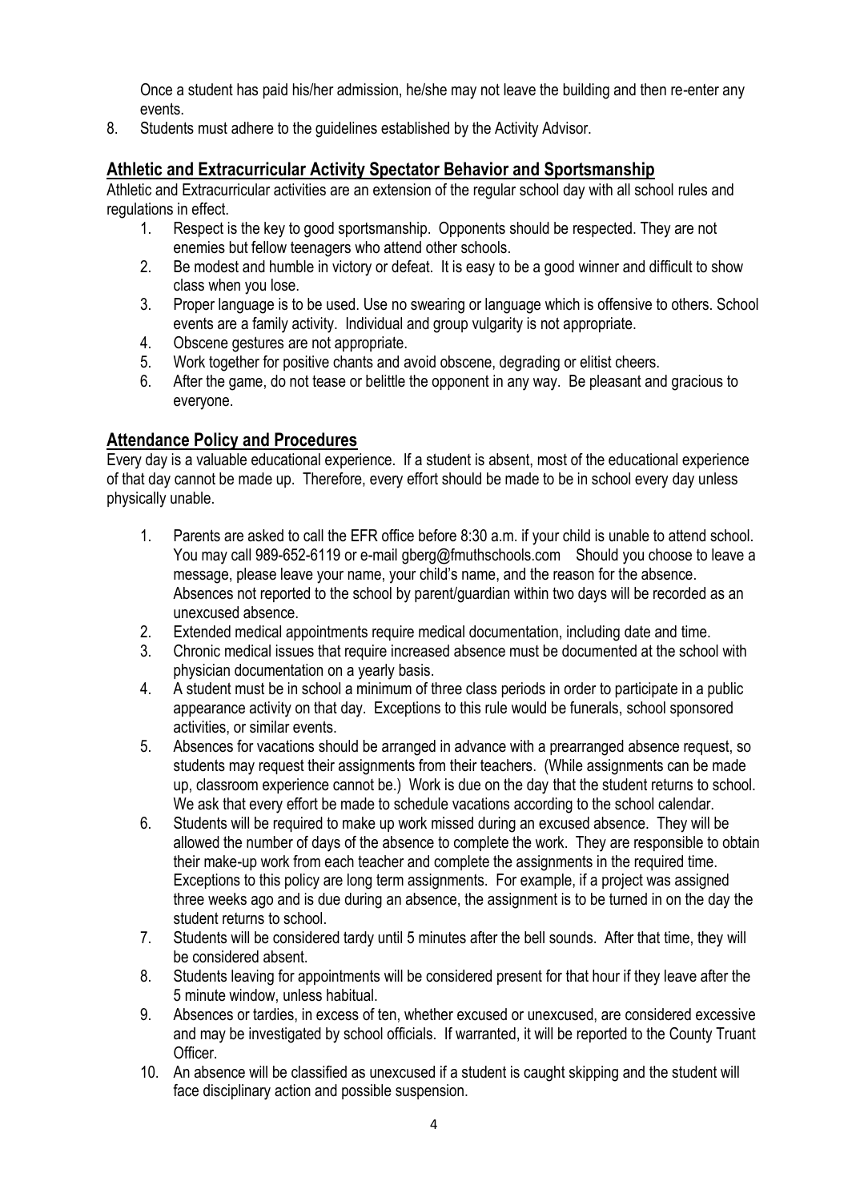Once a student has paid his/her admission, he/she may not leave the building and then re-enter any events.

8. Students must adhere to the guidelines established by the Activity Advisor.

## Athletic and Extracurricular Activity Spectator Behavior and Sportsmanship

Athletic and Extracurricular activities are an extension of the regular school day with all school rules and regulations in effect.

1. Respect is the key to good sportsmanship. Opponents should be respected. They are not enemies but fellow teenagers who attend other schools.
2. Be modest and humble in victory or defeat. It is easy to be a good winner and difficult to show class when you lose.
3. Proper language is to be used. Use no swearing or language which is offensive to others. School events are a family activity. Individual and group vulgarity is not appropriate.
4. Obscene gestures are not appropriate.
5. Work together for positive chants and avoid obscene, degrading or elitist cheers.
6. After the game, do not tease or belittle the opponent in any way. Be pleasant and gracious to everyone.

## Attendance Policy and Procedures

Every day is a valuable educational experience. If a student is absent, most of the educational experience of that day cannot be made up. Therefore, every effort should be made to be in school every day unless physically unable.

1. Parents are asked to call the EFR office before 8:30 a.m. if your child is unable to attend school. You may call 989-652-6119 or e-mail gberg@fmuthschools.com Should you choose to leave a message, please leave your name, your child's name, and the reason for the absence. Absences not reported to the school by parent/guardian within two days will be recorded as an unexcused absence.
2. Extended medical appointments require medical documentation, including date and time.
3. Chronic medical issues that require increased absence must be documented at the school with physician documentation on a yearly basis.
4. A student must be in school a minimum of three class periods in order to participate in a public appearance activity on that day. Exceptions to this rule would be funerals, school sponsored activities, or similar events.
5. Absences for vacations should be arranged in advance with a prearranged absence request, so students may request their assignments from their teachers. (While assignments can be made up, classroom experience cannot be.) Work is due on the day that the student returns to school. We ask that every effort be made to schedule vacations according to the school calendar.
6. Students will be required to make up work missed during an excused absence. They will be allowed the number of days of the absence to complete the work. They are responsible to obtain their make-up work from each teacher and complete the assignments in the required time. Exceptions to this policy are long term assignments. For example, if a project was assigned three weeks ago and is due during an absence, the assignment is to be turned in on the day the student returns to school.
7. Students will be considered tardy until 5 minutes after the bell sounds. After that time, they will be considered absent.
8. Students leaving for appointments will be considered present for that hour if they leave after the 5 minute window, unless habitual.
9. Absences or tardies, in excess of ten, whether excused or unexcused, are considered excessive and may be investigated by school officials. If warranted, it will be reported to the County Truant Officer.
10. An absence will be classified as unexcused if a student is caught skipping and the student will face disciplinary action and possible suspension.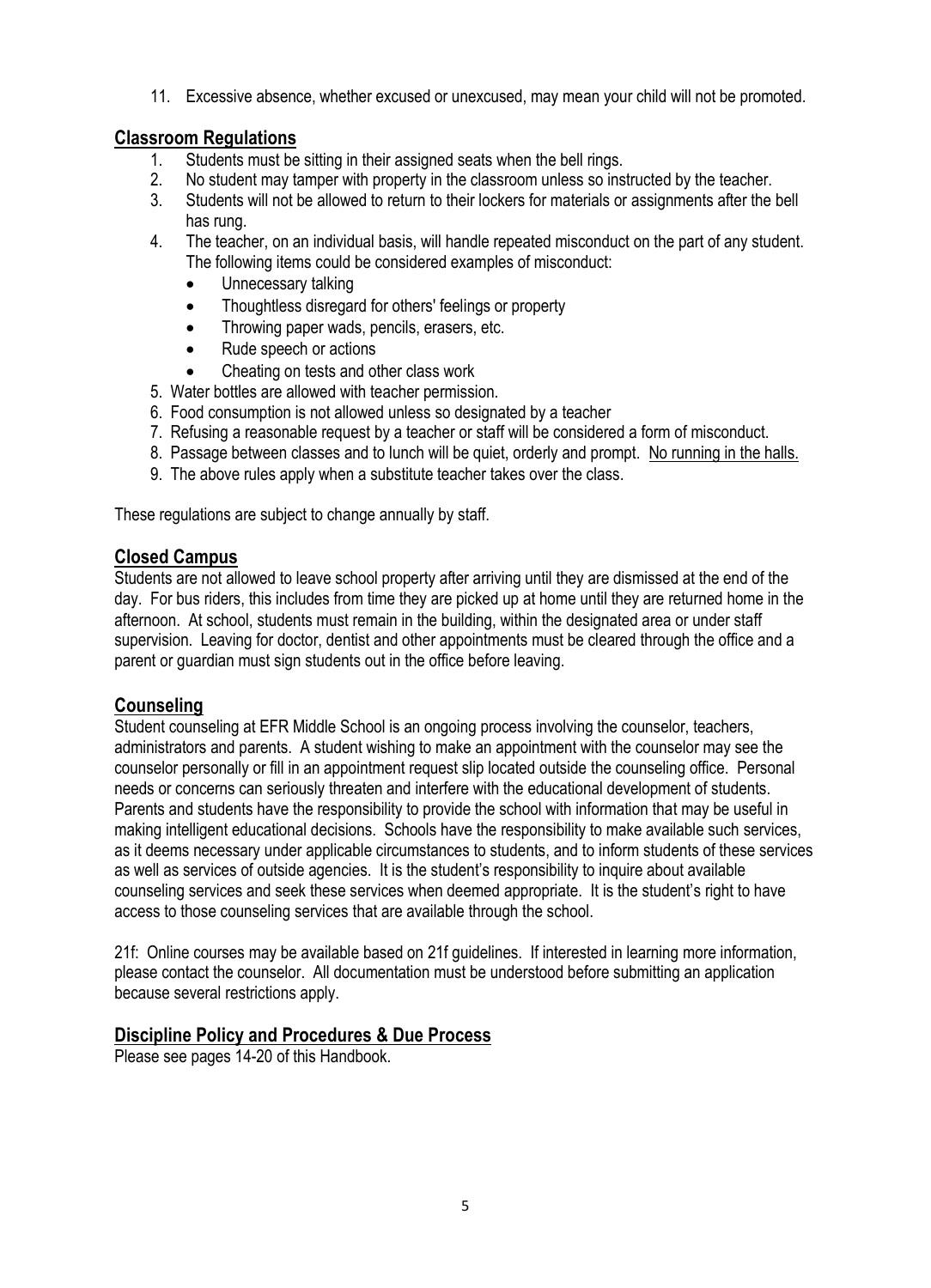11. Excessive absence, whether excused or unexcused, may mean your child will not be promoted.

## Classroom Regulations

1. Students must be sitting in their assigned seats when the bell rings.
2. No student may tamper with property in the classroom unless so instructed by the teacher.
3. Students will not be allowed to return to their lockers for materials or assignments after the bell has rung.
4. The teacher, on an individual basis, will handle repeated misconduct on the part of any student. The following items could be considered examples of misconduct:
   - Unnecessary talking
   - Thoughtless disregard for others' feelings or property
   - Throwing paper wads, pencils, erasers, etc.
   - Rude speech or actions
   - Cheating on tests and other class work
5. Water bottles are allowed with teacher permission.
6. Food consumption is not allowed unless so designated by a teacher
7. Refusing a reasonable request by a teacher or staff will be considered a form of misconduct.
8. Passage between classes and to lunch will be quiet, orderly and prompt. <u>No running in the halls.</u>
9. The above rules apply when a substitute teacher takes over the class.

These regulations are subject to change annually by staff.

## Closed Campus

Students are not allowed to leave school property after arriving until they are dismissed at the end of the day. For bus riders, this includes from time they are picked up at home until they are returned home in the afternoon. At school, students must remain in the building, within the designated area or under staff supervision. Leaving for doctor, dentist and other appointments must be cleared through the office and a parent or guardian must sign students out in the office before leaving.

## Counseling

Student counseling at EFR Middle School is an ongoing process involving the counselor, teachers, administrators and parents. A student wishing to make an appointment with the counselor may see the counselor personally or fill in an appointment request slip located outside the counseling office. Personal needs or concerns can seriously threaten and interfere with the educational development of students. Parents and students have the responsibility to provide the school with information that may be useful in making intelligent educational decisions. Schools have the responsibility to make available such services, as it deems necessary under applicable circumstances to students, and to inform students of these services as well as services of outside agencies. It is the student's responsibility to inquire about available counseling services and seek these services when deemed appropriate. It is the student's right to have access to those counseling services that are available through the school.

21f: Online courses may be available based on 21f guidelines. If interested in learning more information, please contact the counselor. All documentation must be understood before submitting an application because several restrictions apply.

## Discipline Policy and Procedures & Due Process

Please see pages 14-20 of this Handbook.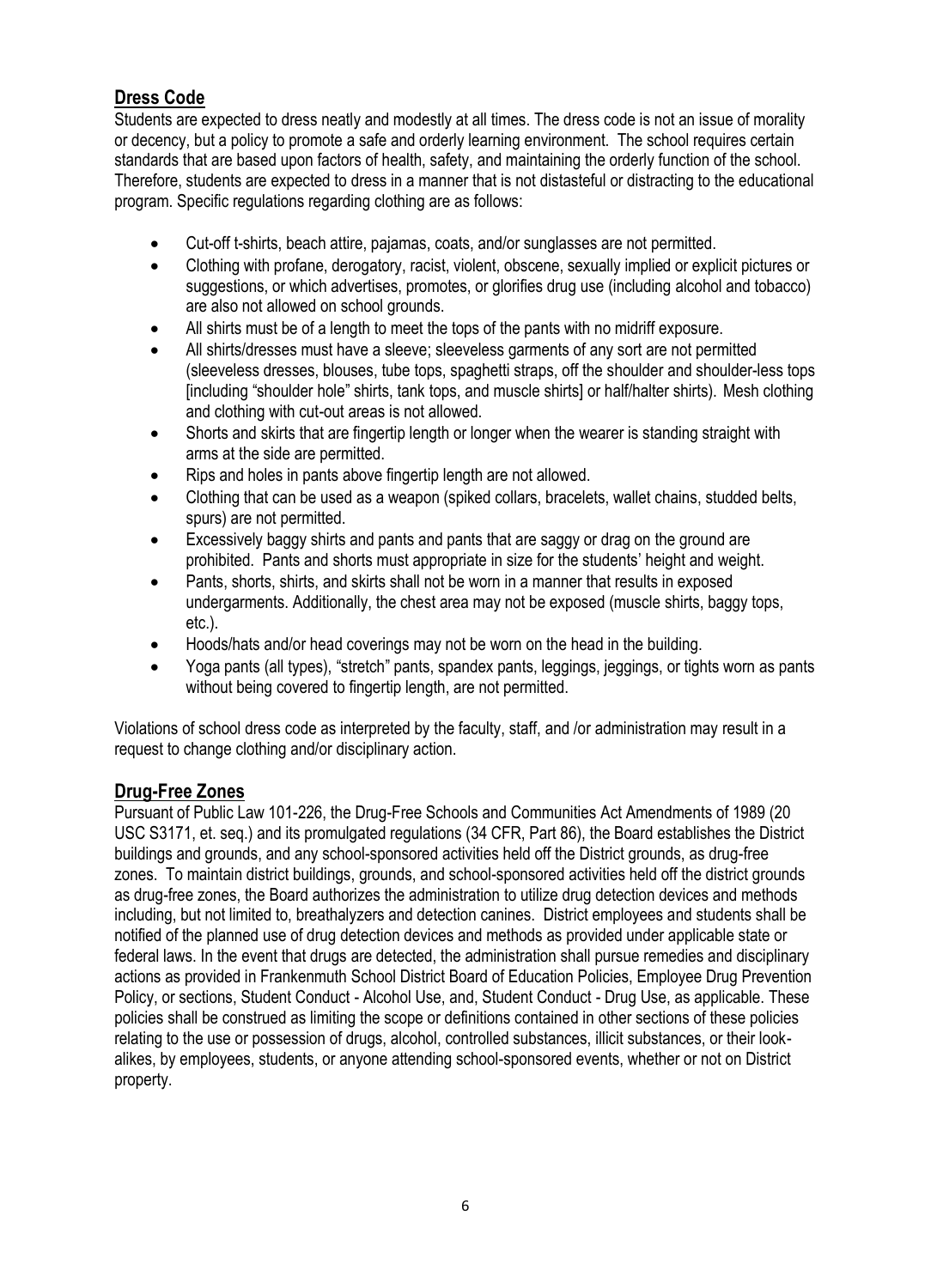## Dress Code

Students are expected to dress neatly and modestly at all times. The dress code is not an issue of morality or decency, but a policy to promote a safe and orderly learning environment. The school requires certain standards that are based upon factors of health, safety, and maintaining the orderly function of the school. Therefore, students are expected to dress in a manner that is not distasteful or distracting to the educational program. Specific regulations regarding clothing are as follows:

- Cut-off t-shirts, beach attire, pajamas, coats, and/or sunglasses are not permitted.
- Clothing with profane, derogatory, racist, violent, obscene, sexually implied or explicit pictures or suggestions, or which advertises, promotes, or glorifies drug use (including alcohol and tobacco) are also not allowed on school grounds.
- All shirts must be of a length to meet the tops of the pants with no midriff exposure.
- All shirts/dresses must have a sleeve; sleeveless garments of any sort are not permitted (sleeveless dresses, blouses, tube tops, spaghetti straps, off the shoulder and shoulder-less tops [including "shoulder hole" shirts, tank tops, and muscle shirts] or half/halter shirts). Mesh clothing and clothing with cut-out areas is not allowed.
- Shorts and skirts that are fingertip length or longer when the wearer is standing straight with arms at the side are permitted.
- Rips and holes in pants above fingertip length are not allowed.
- Clothing that can be used as a weapon (spiked collars, bracelets, wallet chains, studded belts, spurs) are not permitted.
- Excessively baggy shirts and pants and pants that are saggy or drag on the ground are prohibited. Pants and shorts must appropriate in size for the students' height and weight.
- Pants, shorts, shirts, and skirts shall not be worn in a manner that results in exposed undergarments. Additionally, the chest area may not be exposed (muscle shirts, baggy tops, etc.).
- Hoods/hats and/or head coverings may not be worn on the head in the building.
- Yoga pants (all types), "stretch" pants, spandex pants, leggings, jeggings, or tights worn as pants without being covered to fingertip length, are not permitted.

Violations of school dress code as interpreted by the faculty, staff, and /or administration may result in a request to change clothing and/or disciplinary action.

## Drug-Free Zones

Pursuant of Public Law 101-226, the Drug-Free Schools and Communities Act Amendments of 1989 (20 USC S3171, et. seq.) and its promulgated regulations (34 CFR, Part 86), the Board establishes the District buildings and grounds, and any school-sponsored activities held off the District grounds, as drug-free zones. To maintain district buildings, grounds, and school-sponsored activities held off the district grounds as drug-free zones, the Board authorizes the administration to utilize drug detection devices and methods including, but not limited to, breathalyzers and detection canines. District employees and students shall be notified of the planned use of drug detection devices and methods as provided under applicable state or federal laws. In the event that drugs are detected, the administration shall pursue remedies and disciplinary actions as provided in Frankenmuth School District Board of Education Policies, Employee Drug Prevention Policy, or sections, Student Conduct - Alcohol Use, and, Student Conduct - Drug Use, as applicable. These policies shall be construed as limiting the scope or definitions contained in other sections of these policies relating to the use or possession of drugs, alcohol, controlled substances, illicit substances, or their look-alikes, by employees, students, or anyone attending school-sponsored events, whether or not on District property.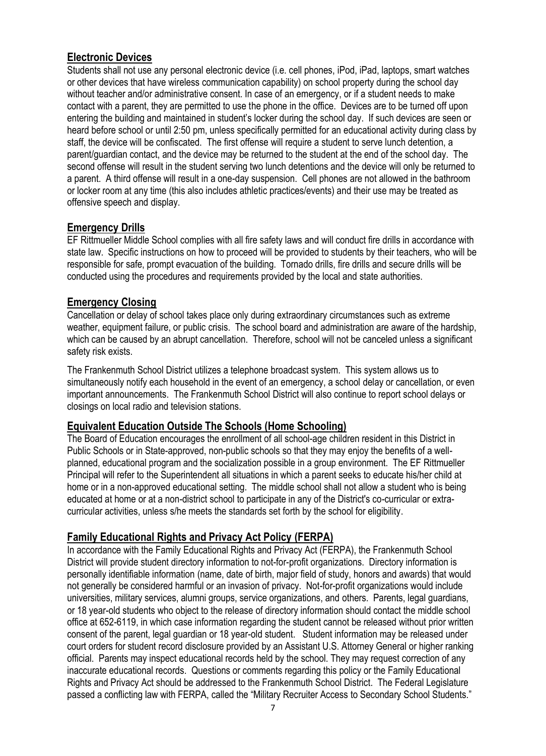## Electronic Devices

Students shall not use any personal electronic device (i.e. cell phones, iPod, iPad, laptops, smart watches or other devices that have wireless communication capability) on school property during the school day without teacher and/or administrative consent. In case of an emergency, or if a student needs to make contact with a parent, they are permitted to use the phone in the office. Devices are to be turned off upon entering the building and maintained in student's locker during the school day. If such devices are seen or heard before school or until 2:50 pm, unless specifically permitted for an educational activity during class by staff, the device will be confiscated. The first offense will require a student to serve lunch detention, a parent/guardian contact, and the device may be returned to the student at the end of the school day. The second offense will result in the student serving two lunch detentions and the device will only be returned to a parent. A third offense will result in a one-day suspension. Cell phones are not allowed in the bathroom or locker room at any time (this also includes athletic practices/events) and their use may be treated as offensive speech and display.

## Emergency Drills

EF Rittmueller Middle School complies with all fire safety laws and will conduct fire drills in accordance with state law. Specific instructions on how to proceed will be provided to students by their teachers, who will be responsible for safe, prompt evacuation of the building. Tornado drills, fire drills and secure drills will be conducted using the procedures and requirements provided by the local and state authorities.

## Emergency Closing

Cancellation or delay of school takes place only during extraordinary circumstances such as extreme weather, equipment failure, or public crisis. The school board and administration are aware of the hardship, which can be caused by an abrupt cancellation. Therefore, school will not be canceled unless a significant safety risk exists.

The Frankenmuth School District utilizes a telephone broadcast system. This system allows us to simultaneously notify each household in the event of an emergency, a school delay or cancellation, or even important announcements. The Frankenmuth School District will also continue to report school delays or closings on local radio and television stations.

## Equivalent Education Outside The Schools (Home Schooling)

The Board of Education encourages the enrollment of all school-age children resident in this District in Public Schools or in State-approved, non-public schools so that they may enjoy the benefits of a well-planned, educational program and the socialization possible in a group environment. The EF Rittmueller Principal will refer to the Superintendent all situations in which a parent seeks to educate his/her child at home or in a non-approved educational setting. The middle school shall not allow a student who is being educated at home or at a non-district school to participate in any of the District's co-curricular or extra-curricular activities, unless s/he meets the standards set forth by the school for eligibility.

## Family Educational Rights and Privacy Act Policy (FERPA)

In accordance with the Family Educational Rights and Privacy Act (FERPA), the Frankenmuth School District will provide student directory information to not-for-profit organizations. Directory information is personally identifiable information (name, date of birth, major field of study, honors and awards) that would not generally be considered harmful or an invasion of privacy. Not-for-profit organizations would include universities, military services, alumni groups, service organizations, and others. Parents, legal guardians, or 18 year-old students who object to the release of directory information should contact the middle school office at 652-6119, in which case information regarding the student cannot be released without prior written consent of the parent, legal guardian or 18 year-old student. Student information may be released under court orders for student record disclosure provided by an Assistant U.S. Attorney General or higher ranking official. Parents may inspect educational records held by the school. They may request correction of any inaccurate educational records. Questions or comments regarding this policy or the Family Educational Rights and Privacy Act should be addressed to the Frankenmuth School District. The Federal Legislature passed a conflicting law with FERPA, called the "Military Recruiter Access to Secondary School Students."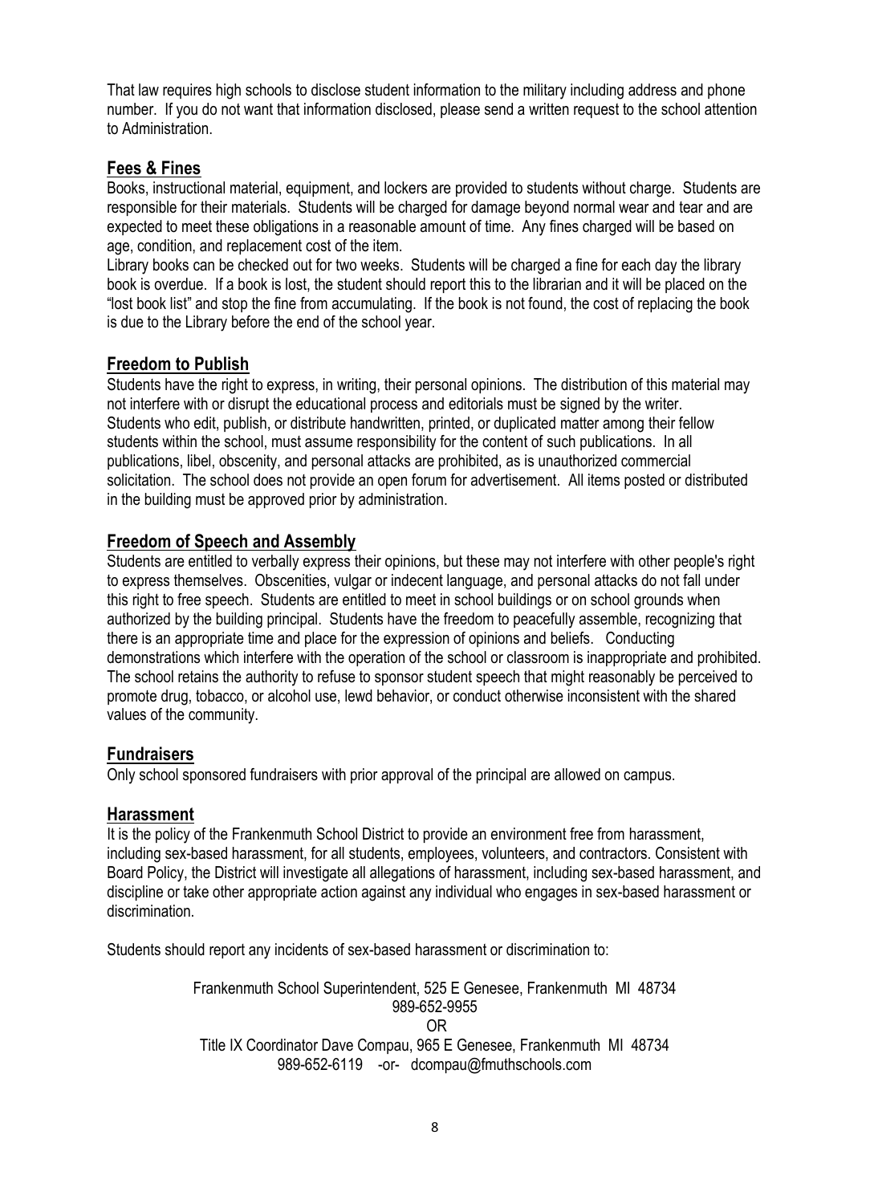That law requires high schools to disclose student information to the military including address and phone number. If you do not want that information disclosed, please send a written request to the school attention to Administration.

## Fees & Fines

Books, instructional material, equipment, and lockers are provided to students without charge. Students are responsible for their materials. Students will be charged for damage beyond normal wear and tear and are expected to meet these obligations in a reasonable amount of time. Any fines charged will be based on age, condition, and replacement cost of the item.

Library books can be checked out for two weeks. Students will be charged a fine for each day the library book is overdue. If a book is lost, the student should report this to the librarian and it will be placed on the "lost book list" and stop the fine from accumulating. If the book is not found, the cost of replacing the book is due to the Library before the end of the school year.

## Freedom to Publish

Students have the right to express, in writing, their personal opinions. The distribution of this material may not interfere with or disrupt the educational process and editorials must be signed by the writer. Students who edit, publish, or distribute handwritten, printed, or duplicated matter among their fellow students within the school, must assume responsibility for the content of such publications. In all publications, libel, obscenity, and personal attacks are prohibited, as is unauthorized commercial solicitation. The school does not provide an open forum for advertisement. All items posted or distributed in the building must be approved prior by administration.

## Freedom of Speech and Assembly

Students are entitled to verbally express their opinions, but these may not interfere with other people's right to express themselves. Obscenities, vulgar or indecent language, and personal attacks do not fall under this right to free speech. Students are entitled to meet in school buildings or on school grounds when authorized by the building principal. Students have the freedom to peacefully assemble, recognizing that there is an appropriate time and place for the expression of opinions and beliefs. Conducting demonstrations which interfere with the operation of the school or classroom is inappropriate and prohibited. The school retains the authority to refuse to sponsor student speech that might reasonably be perceived to promote drug, tobacco, or alcohol use, lewd behavior, or conduct otherwise inconsistent with the shared values of the community.

## Fundraisers

Only school sponsored fundraisers with prior approval of the principal are allowed on campus.

## Harassment

It is the policy of the Frankenmuth School District to provide an environment free from harassment, including sex-based harassment, for all students, employees, volunteers, and contractors. Consistent with Board Policy, the District will investigate all allegations of harassment, including sex-based harassment, and discipline or take other appropriate action against any individual who engages in sex-based harassment or discrimination.

Students should report any incidents of sex-based harassment or discrimination to:

Frankenmuth School Superintendent, 525 E Genesee, Frankenmuth MI 48734
989-652-9955
OR
Title IX Coordinator Dave Compau, 965 E Genesee, Frankenmuth MI 48734
989-652-6119 -or- dcompau@fmuthschools.com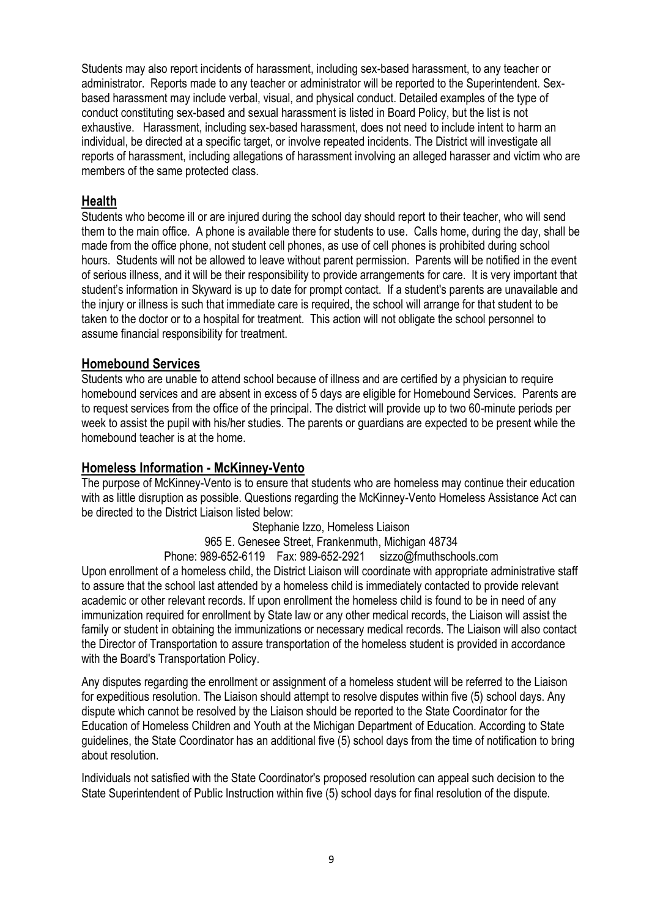Students may also report incidents of harassment, including sex-based harassment, to any teacher or administrator. Reports made to any teacher or administrator will be reported to the Superintendent. Sex-based harassment may include verbal, visual, and physical conduct. Detailed examples of the type of conduct constituting sex-based and sexual harassment is listed in Board Policy, but the list is not exhaustive. Harassment, including sex-based harassment, does not need to include intent to harm an individual, be directed at a specific target, or involve repeated incidents. The District will investigate all reports of harassment, including allegations of harassment involving an alleged harasser and victim who are members of the same protected class.

## Health

Students who become ill or are injured during the school day should report to their teacher, who will send them to the main office. A phone is available there for students to use. Calls home, during the day, shall be made from the office phone, not student cell phones, as use of cell phones is prohibited during school hours. Students will not be allowed to leave without parent permission. Parents will be notified in the event of serious illness, and it will be their responsibility to provide arrangements for care. It is very important that student's information in Skyward is up to date for prompt contact. If a student's parents are unavailable and the injury or illness is such that immediate care is required, the school will arrange for that student to be taken to the doctor or to a hospital for treatment. This action will not obligate the school personnel to assume financial responsibility for treatment.

## Homebound Services

Students who are unable to attend school because of illness and are certified by a physician to require homebound services and are absent in excess of 5 days are eligible for Homebound Services. Parents are to request services from the office of the principal. The district will provide up to two 60-minute periods per week to assist the pupil with his/her studies. The parents or guardians are expected to be present while the homebound teacher is at the home.

## Homeless Information - McKinney-Vento

The purpose of McKinney-Vento is to ensure that students who are homeless may continue their education with as little disruption as possible. Questions regarding the McKinney-Vento Homeless Assistance Act can be directed to the District Liaison listed below:

Stephanie Izzo, Homeless Liaison
965 E. Genesee Street, Frankenmuth, Michigan 48734
Phone: 989-652-6119 Fax: 989-652-2921 sizzo@fmuthschools.com

Upon enrollment of a homeless child, the District Liaison will coordinate with appropriate administrative staff to assure that the school last attended by a homeless child is immediately contacted to provide relevant academic or other relevant records. If upon enrollment the homeless child is found to be in need of any immunization required for enrollment by State law or any other medical records, the Liaison will assist the family or student in obtaining the immunizations or necessary medical records. The Liaison will also contact the Director of Transportation to assure transportation of the homeless student is provided in accordance with the Board's Transportation Policy.

Any disputes regarding the enrollment or assignment of a homeless student will be referred to the Liaison for expeditious resolution. The Liaison should attempt to resolve disputes within five (5) school days. Any dispute which cannot be resolved by the Liaison should be reported to the State Coordinator for the Education of Homeless Children and Youth at the Michigan Department of Education. According to State guidelines, the State Coordinator has an additional five (5) school days from the time of notification to bring about resolution.

Individuals not satisfied with the State Coordinator's proposed resolution can appeal such decision to the State Superintendent of Public Instruction within five (5) school days for final resolution of the dispute.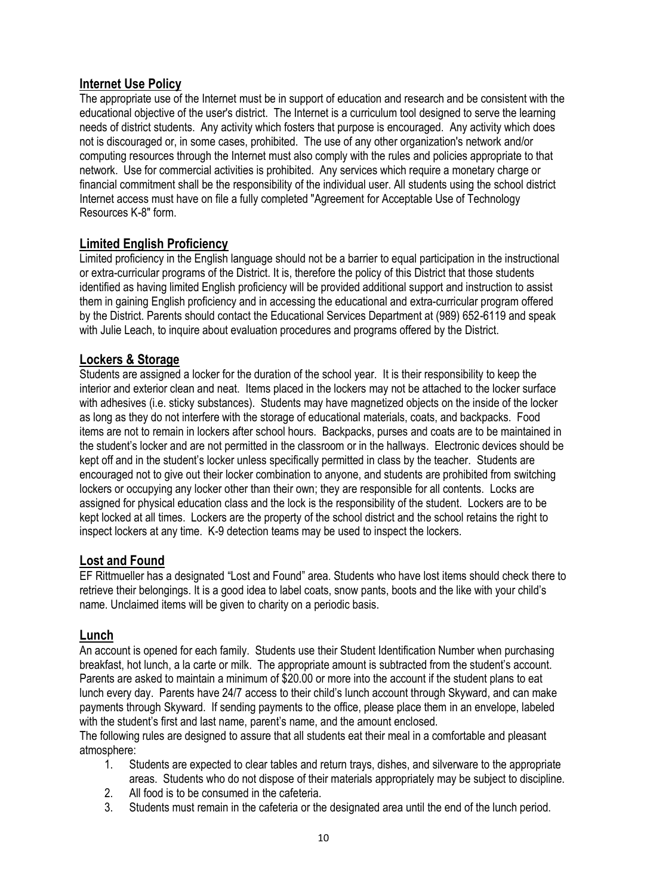## Internet Use Policy

The appropriate use of the Internet must be in support of education and research and be consistent with the educational objective of the user's district. The Internet is a curriculum tool designed to serve the learning needs of district students. Any activity which fosters that purpose is encouraged. Any activity which does not is discouraged or, in some cases, prohibited. The use of any other organization's network and/or computing resources through the Internet must also comply with the rules and policies appropriate to that network. Use for commercial activities is prohibited. Any services which require a monetary charge or financial commitment shall be the responsibility of the individual user. All students using the school district Internet access must have on file a fully completed "Agreement for Acceptable Use of Technology Resources K-8" form.

## Limited English Proficiency

Limited proficiency in the English language should not be a barrier to equal participation in the instructional or extra-curricular programs of the District. It is, therefore the policy of this District that those students identified as having limited English proficiency will be provided additional support and instruction to assist them in gaining English proficiency and in accessing the educational and extra-curricular program offered by the District. Parents should contact the Educational Services Department at (989) 652-6119 and speak with Julie Leach, to inquire about evaluation procedures and programs offered by the District.

## Lockers & Storage

Students are assigned a locker for the duration of the school year. It is their responsibility to keep the interior and exterior clean and neat. Items placed in the lockers may not be attached to the locker surface with adhesives (i.e. sticky substances). Students may have magnetized objects on the inside of the locker as long as they do not interfere with the storage of educational materials, coats, and backpacks. Food items are not to remain in lockers after school hours. Backpacks, purses and coats are to be maintained in the student's locker and are not permitted in the classroom or in the hallways. Electronic devices should be kept off and in the student's locker unless specifically permitted in class by the teacher. Students are encouraged not to give out their locker combination to anyone, and students are prohibited from switching lockers or occupying any locker other than their own; they are responsible for all contents. Locks are assigned for physical education class and the lock is the responsibility of the student. Lockers are to be kept locked at all times. Lockers are the property of the school district and the school retains the right to inspect lockers at any time. K-9 detection teams may be used to inspect the lockers.

## Lost and Found

EF Rittmueller has a designated "Lost and Found" area. Students who have lost items should check there to retrieve their belongings. It is a good idea to label coats, snow pants, boots and the like with your child's name. Unclaimed items will be given to charity on a periodic basis.

## Lunch

An account is opened for each family. Students use their Student Identification Number when purchasing breakfast, hot lunch, a la carte or milk. The appropriate amount is subtracted from the student's account. Parents are asked to maintain a minimum of $20.00 or more into the account if the student plans to eat lunch every day. Parents have 24/7 access to their child's lunch account through Skyward, and can make payments through Skyward. If sending payments to the office, please place them in an envelope, labeled with the student's first and last name, parent's name, and the amount enclosed.

The following rules are designed to assure that all students eat their meal in a comfortable and pleasant atmosphere:

1. Students are expected to clear tables and return trays, dishes, and silverware to the appropriate areas. Students who do not dispose of their materials appropriately may be subject to discipline.
2. All food is to be consumed in the cafeteria.
3. Students must remain in the cafeteria or the designated area until the end of the lunch period.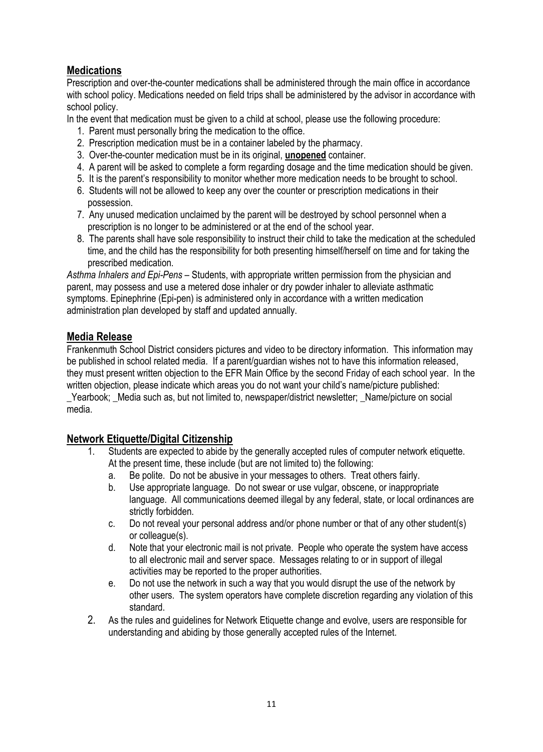## Medications

Prescription and over-the-counter medications shall be administered through the main office in accordance with school policy. Medications needed on field trips shall be administered by the advisor in accordance with school policy.

In the event that medication must be given to a child at school, please use the following procedure:

1. Parent must personally bring the medication to the office.
2. Prescription medication must be in a container labeled by the pharmacy.
3. Over-the-counter medication must be in its original, **unopened** container.
4. A parent will be asked to complete a form regarding dosage and the time medication should be given.
5. It is the parent's responsibility to monitor whether more medication needs to be brought to school.
6. Students will not be allowed to keep any over the counter or prescription medications in their possession.
7. Any unused medication unclaimed by the parent will be destroyed by school personnel when a prescription is no longer to be administered or at the end of the school year.
8. The parents shall have sole responsibility to instruct their child to take the medication at the scheduled time, and the child has the responsibility for both presenting himself/herself on time and for taking the prescribed medication.

*Asthma Inhalers and Epi-Pens* – Students, with appropriate written permission from the physician and parent, may possess and use a metered dose inhaler or dry powder inhaler to alleviate asthmatic symptoms. Epinephrine (Epi-pen) is administered only in accordance with a written medication administration plan developed by staff and updated annually.

## Media Release

Frankenmuth School District considers pictures and video to be directory information. This information may be published in school related media. If a parent/guardian wishes not to have this information released, they must present written objection to the EFR Main Office by the second Friday of each school year. In the written objection, please indicate which areas you do not want your child's name/picture published: _Yearbook; _Media such as, but not limited to, newspaper/district newsletter; _Name/picture on social media.

## Network Etiquette/Digital Citizenship

1. Students are expected to abide by the generally accepted rules of computer network etiquette. At the present time, these include (but are not limited to) the following:
   a. Be polite. Do not be abusive in your messages to others. Treat others fairly.
   b. Use appropriate language. Do not swear or use vulgar, obscene, or inappropriate language. All communications deemed illegal by any federal, state, or local ordinances are strictly forbidden.
   c. Do not reveal your personal address and/or phone number or that of any other student(s) or colleague(s).
   d. Note that your electronic mail is not private. People who operate the system have access to all electronic mail and server space. Messages relating to or in support of illegal activities may be reported to the proper authorities.
   e. Do not use the network in such a way that you would disrupt the use of the network by other users. The system operators have complete discretion regarding any violation of this standard.
2. As the rules and guidelines for Network Etiquette change and evolve, users are responsible for understanding and abiding by those generally accepted rules of the Internet.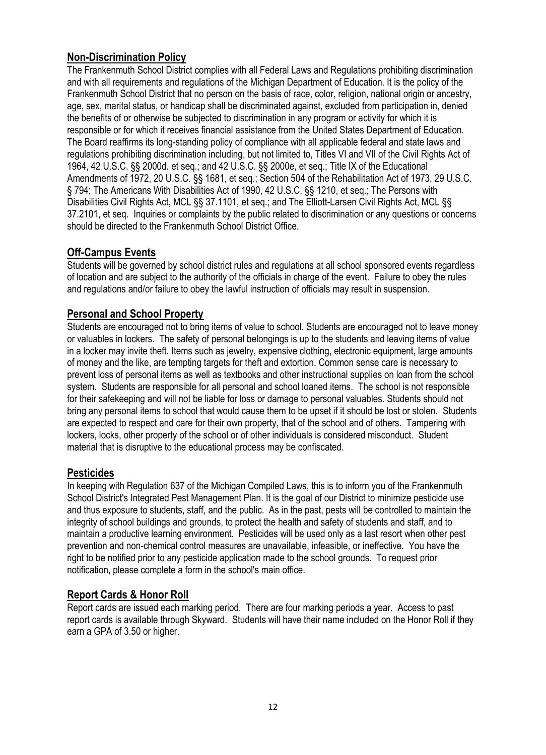## Non-Discrimination Policy

The Frankenmuth School District complies with all Federal Laws and Regulations prohibiting discrimination and with all requirements and regulations of the Michigan Department of Education. It is the policy of the Frankenmuth School District that no person on the basis of race, color, religion, national origin or ancestry, age, sex, marital status, or handicap shall be discriminated against, excluded from participation in, denied the benefits of or otherwise be subjected to discrimination in any program or activity for which it is responsible or for which it receives financial assistance from the United States Department of Education. The Board reaffirms its long-standing policy of compliance with all applicable federal and state laws and regulations prohibiting discrimination including, but not limited to, Titles VI and VII of the Civil Rights Act of 1964, 42 U.S.C. §§ 2000d. et seq.; and 42 U.S.C. §§ 2000e, et seq.; Title IX of the Educational Amendments of 1972, 20 U.S.C. §§ 1681, et seq.; Section 504 of the Rehabilitation Act of 1973, 29 U.S.C. § 794; The Americans With Disabilities Act of 1990, 42 U.S.C. §§ 1210, et seq.; The Persons with Disabilities Civil Rights Act, MCL §§ 37.1101, et seq.; and The Elliott-Larsen Civil Rights Act, MCL §§ 37.2101, et seq. Inquiries or complaints by the public related to discrimination or any questions or concerns should be directed to the Frankenmuth School District Office.

## Off-Campus Events

Students will be governed by school district rules and regulations at all school sponsored events regardless of location and are subject to the authority of the officials in charge of the event. Failure to obey the rules and regulations and/or failure to obey the lawful instruction of officials may result in suspension.

## Personal and School Property

Students are encouraged not to bring items of value to school. Students are encouraged not to leave money or valuables in lockers. The safety of personal belongings is up to the students and leaving items of value in a locker may invite theft. Items such as jewelry, expensive clothing, electronic equipment, large amounts of money and the like, are tempting targets for theft and extortion. Common sense care is necessary to prevent loss of personal items as well as textbooks and other instructional supplies on loan from the school system. Students are responsible for all personal and school loaned items. The school is not responsible for their safekeeping and will not be liable for loss or damage to personal valuables. Students should not bring any personal items to school that would cause them to be upset if it should be lost or stolen. Students are expected to respect and care for their own property, that of the school and of others. Tampering with lockers, locks, other property of the school or of other individuals is considered misconduct. Student material that is disruptive to the educational process may be confiscated.

## Pesticides

In keeping with Regulation 637 of the Michigan Compiled Laws, this is to inform you of the Frankenmuth School District's Integrated Pest Management Plan. It is the goal of our District to minimize pesticide use and thus exposure to students, staff, and the public. As in the past, pests will be controlled to maintain the integrity of school buildings and grounds, to protect the health and safety of students and staff, and to maintain a productive learning environment. Pesticides will be used only as a last resort when other pest prevention and non-chemical control measures are unavailable, infeasible, or ineffective. You have the right to be notified prior to any pesticide application made to the school grounds. To request prior notification, please complete a form in the school's main office.

## Report Cards & Honor Roll

Report cards are issued each marking period. There are four marking periods a year. Access to past report cards is available through Skyward. Students will have their name included on the Honor Roll if they earn a GPA of 3.50 or higher.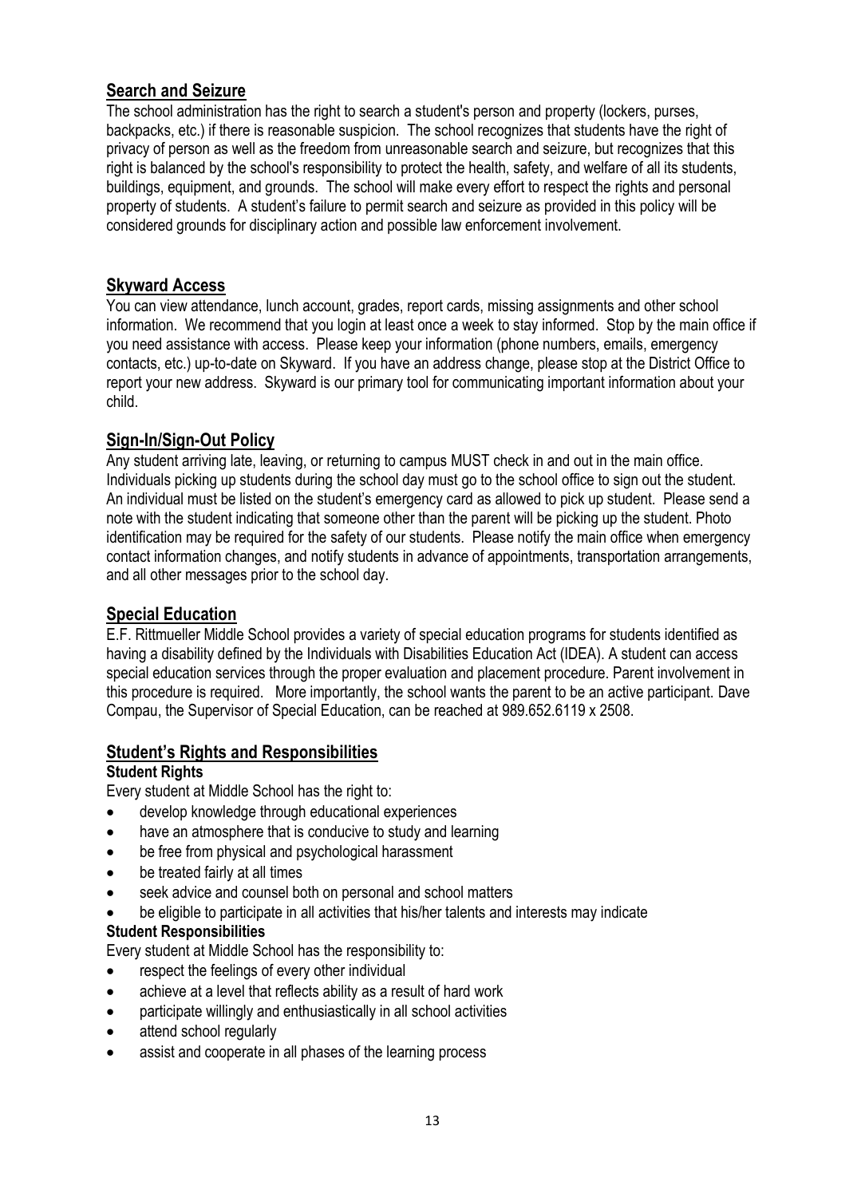## Search and Seizure

The school administration has the right to search a student's person and property (lockers, purses, backpacks, etc.) if there is reasonable suspicion. The school recognizes that students have the right of privacy of person as well as the freedom from unreasonable search and seizure, but recognizes that this right is balanced by the school's responsibility to protect the health, safety, and welfare of all its students, buildings, equipment, and grounds. The school will make every effort to respect the rights and personal property of students. A student's failure to permit search and seizure as provided in this policy will be considered grounds for disciplinary action and possible law enforcement involvement.

## Skyward Access

You can view attendance, lunch account, grades, report cards, missing assignments and other school information. We recommend that you login at least once a week to stay informed. Stop by the main office if you need assistance with access. Please keep your information (phone numbers, emails, emergency contacts, etc.) up-to-date on Skyward. If you have an address change, please stop at the District Office to report your new address. Skyward is our primary tool for communicating important information about your child.

## Sign-In/Sign-Out Policy

Any student arriving late, leaving, or returning to campus MUST check in and out in the main office. Individuals picking up students during the school day must go to the school office to sign out the student. An individual must be listed on the student's emergency card as allowed to pick up student. Please send a note with the student indicating that someone other than the parent will be picking up the student. Photo identification may be required for the safety of our students. Please notify the main office when emergency contact information changes, and notify students in advance of appointments, transportation arrangements, and all other messages prior to the school day.

## Special Education

E.F. Rittmueller Middle School provides a variety of special education programs for students identified as having a disability defined by the Individuals with Disabilities Education Act (IDEA). A student can access special education services through the proper evaluation and placement procedure. Parent involvement in this procedure is required. More importantly, the school wants the parent to be an active participant. Dave Compau, the Supervisor of Special Education, can be reached at 989.652.6119 x 2508.

## Student's Rights and Responsibilities

**Student Rights**

Every student at Middle School has the right to:

- develop knowledge through educational experiences
- have an atmosphere that is conducive to study and learning
- be free from physical and psychological harassment
- be treated fairly at all times
- seek advice and counsel both on personal and school matters
- be eligible to participate in all activities that his/her talents and interests may indicate

**Student Responsibilities**

Every student at Middle School has the responsibility to:

- respect the feelings of every other individual
- achieve at a level that reflects ability as a result of hard work
- participate willingly and enthusiastically in all school activities
- attend school regularly
- assist and cooperate in all phases of the learning process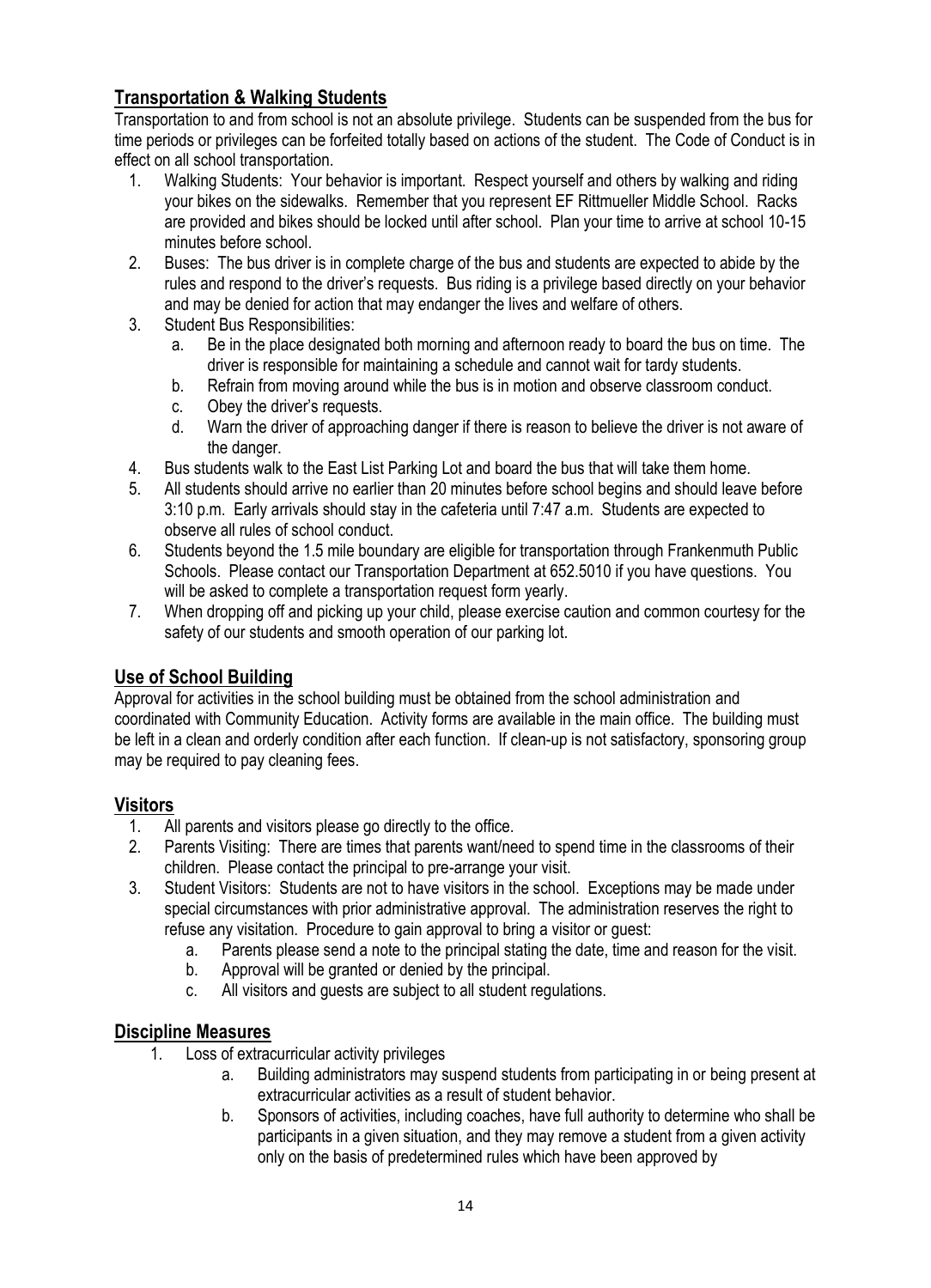## Transportation & Walking Students

Transportation to and from school is not an absolute privilege. Students can be suspended from the bus for time periods or privileges can be forfeited totally based on actions of the student. The Code of Conduct is in effect on all school transportation.

1. Walking Students: Your behavior is important. Respect yourself and others by walking and riding your bikes on the sidewalks. Remember that you represent EF Rittmueller Middle School. Racks are provided and bikes should be locked until after school. Plan your time to arrive at school 10-15 minutes before school.
2. Buses: The bus driver is in complete charge of the bus and students are expected to abide by the rules and respond to the driver's requests. Bus riding is a privilege based directly on your behavior and may be denied for action that may endanger the lives and welfare of others.
3. Student Bus Responsibilities:
   a. Be in the place designated both morning and afternoon ready to board the bus on time. The driver is responsible for maintaining a schedule and cannot wait for tardy students.
   b. Refrain from moving around while the bus is in motion and observe classroom conduct.
   c. Obey the driver's requests.
   d. Warn the driver of approaching danger if there is reason to believe the driver is not aware of the danger.
4. Bus students walk to the East List Parking Lot and board the bus that will take them home.
5. All students should arrive no earlier than 20 minutes before school begins and should leave before 3:10 p.m. Early arrivals should stay in the cafeteria until 7:47 a.m. Students are expected to observe all rules of school conduct.
6. Students beyond the 1.5 mile boundary are eligible for transportation through Frankenmuth Public Schools. Please contact our Transportation Department at 652.5010 if you have questions. You will be asked to complete a transportation request form yearly.
7. When dropping off and picking up your child, please exercise caution and common courtesy for the safety of our students and smooth operation of our parking lot.

## Use of School Building

Approval for activities in the school building must be obtained from the school administration and coordinated with Community Education. Activity forms are available in the main office. The building must be left in a clean and orderly condition after each function. If clean-up is not satisfactory, sponsoring group may be required to pay cleaning fees.

## Visitors

1. All parents and visitors please go directly to the office.
2. Parents Visiting: There are times that parents want/need to spend time in the classrooms of their children. Please contact the principal to pre-arrange your visit.
3. Student Visitors: Students are not to have visitors in the school. Exceptions may be made under special circumstances with prior administrative approval. The administration reserves the right to refuse any visitation. Procedure to gain approval to bring a visitor or guest:
   a. Parents please send a note to the principal stating the date, time and reason for the visit.
   b. Approval will be granted or denied by the principal.
   c. All visitors and guests are subject to all student regulations.

## Discipline Measures

1. Loss of extracurricular activity privileges
   a. Building administrators may suspend students from participating in or being present at extracurricular activities as a result of student behavior.
   b. Sponsors of activities, including coaches, have full authority to determine who shall be participants in a given situation, and they may remove a student from a given activity only on the basis of predetermined rules which have been approved by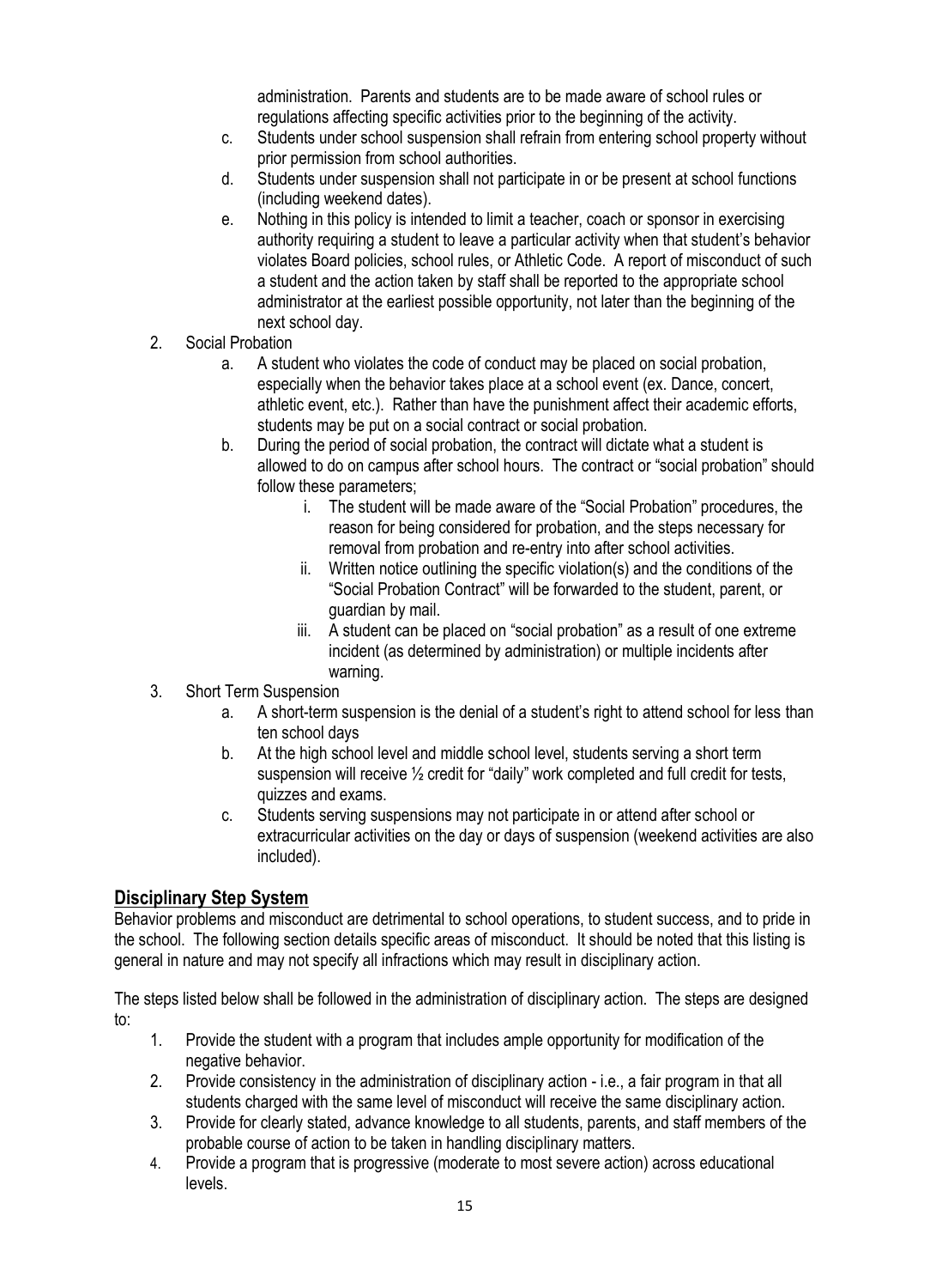administration. Parents and students are to be made aware of school rules or regulations affecting specific activities prior to the beginning of the activity.

   c. Students under school suspension shall refrain from entering school property without prior permission from school authorities.
   d. Students under suspension shall not participate in or be present at school functions (including weekend dates).
   e. Nothing in this policy is intended to limit a teacher, coach or sponsor in exercising authority requiring a student to leave a particular activity when that student's behavior violates Board policies, school rules, or Athletic Code. A report of misconduct of such a student and the action taken by staff shall be reported to the appropriate school administrator at the earliest possible opportunity, not later than the beginning of the next school day.

2. Social Probation
   a. A student who violates the code of conduct may be placed on social probation, especially when the behavior takes place at a school event (ex. Dance, concert, athletic event, etc.). Rather than have the punishment affect their academic efforts, students may be put on a social contract or social probation.
   b. During the period of social probation, the contract will dictate what a student is allowed to do on campus after school hours. The contract or "social probation" should follow these parameters;
      i. The student will be made aware of the "Social Probation" procedures, the reason for being considered for probation, and the steps necessary for removal from probation and re-entry into after school activities.
      ii. Written notice outlining the specific violation(s) and the conditions of the "Social Probation Contract" will be forwarded to the student, parent, or guardian by mail.
      iii. A student can be placed on "social probation" as a result of one extreme incident (as determined by administration) or multiple incidents after warning.
3. Short Term Suspension
   a. A short-term suspension is the denial of a student's right to attend school for less than ten school days
   b. At the high school level and middle school level, students serving a short term suspension will receive ½ credit for "daily" work completed and full credit for tests, quizzes and exams.
   c. Students serving suspensions may not participate in or attend after school or extracurricular activities on the day or days of suspension (weekend activities are also included).

## Disciplinary Step System

Behavior problems and misconduct are detrimental to school operations, to student success, and to pride in the school. The following section details specific areas of misconduct. It should be noted that this listing is general in nature and may not specify all infractions which may result in disciplinary action.

The steps listed below shall be followed in the administration of disciplinary action. The steps are designed to:

1. Provide the student with a program that includes ample opportunity for modification of the negative behavior.
2. Provide consistency in the administration of disciplinary action - i.e., a fair program in that all students charged with the same level of misconduct will receive the same disciplinary action.
3. Provide for clearly stated, advance knowledge to all students, parents, and staff members of the probable course of action to be taken in handling disciplinary matters.
4. Provide a program that is progressive (moderate to most severe action) across educational levels.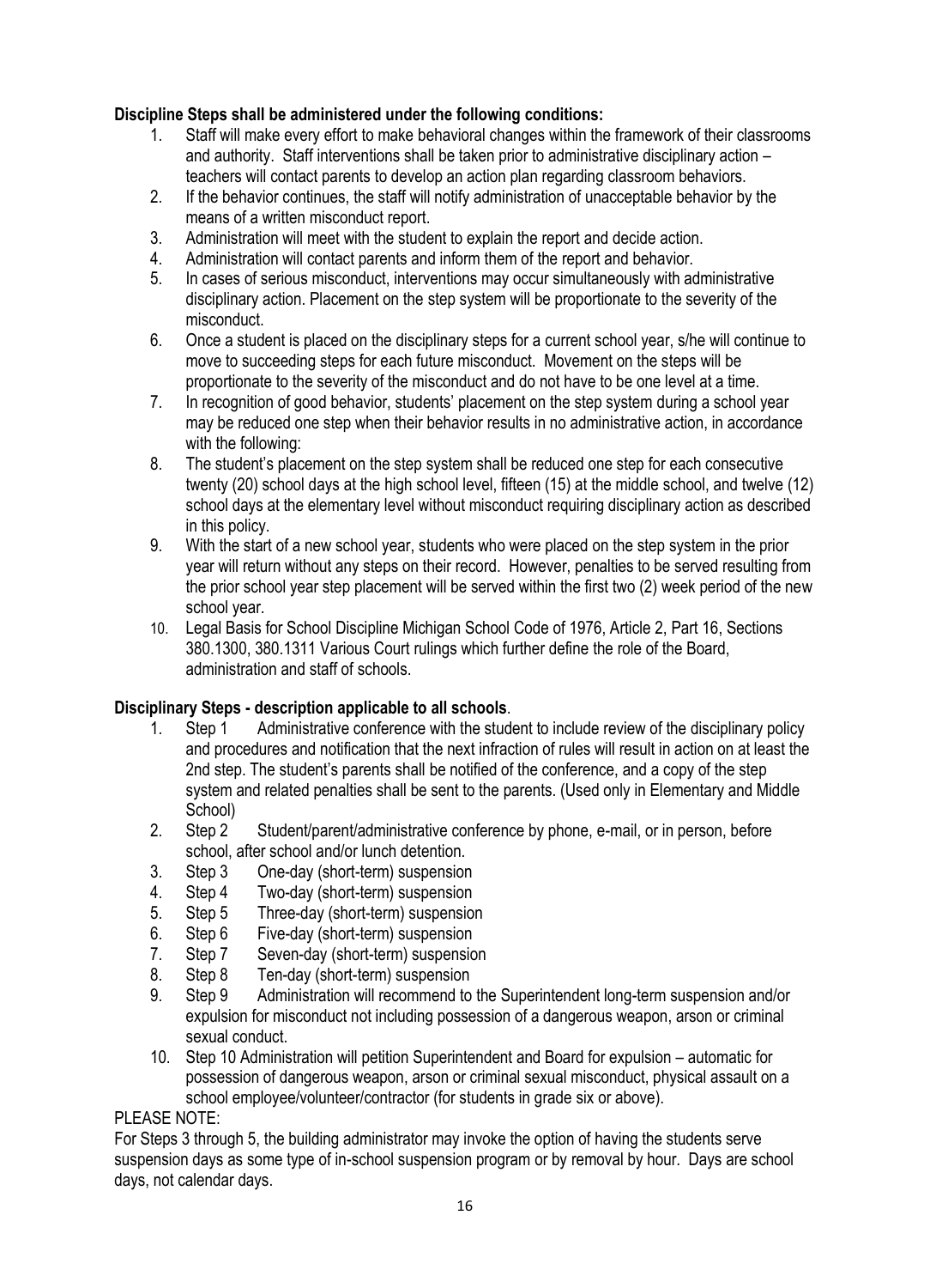**Discipline Steps shall be administered under the following conditions:**

1. Staff will make every effort to make behavioral changes within the framework of their classrooms and authority. Staff interventions shall be taken prior to administrative disciplinary action – teachers will contact parents to develop an action plan regarding classroom behaviors.
2. If the behavior continues, the staff will notify administration of unacceptable behavior by the means of a written misconduct report.
3. Administration will meet with the student to explain the report and decide action.
4. Administration will contact parents and inform them of the report and behavior.
5. In cases of serious misconduct, interventions may occur simultaneously with administrative disciplinary action. Placement on the step system will be proportionate to the severity of the misconduct.
6. Once a student is placed on the disciplinary steps for a current school year, s/he will continue to move to succeeding steps for each future misconduct. Movement on the steps will be proportionate to the severity of the misconduct and do not have to be one level at a time.
7. In recognition of good behavior, students' placement on the step system during a school year may be reduced one step when their behavior results in no administrative action, in accordance with the following:
8. The student's placement on the step system shall be reduced one step for each consecutive twenty (20) school days at the high school level, fifteen (15) at the middle school, and twelve (12) school days at the elementary level without misconduct requiring disciplinary action as described in this policy.
9. With the start of a new school year, students who were placed on the step system in the prior year will return without any steps on their record. However, penalties to be served resulting from the prior school year step placement will be served within the first two (2) week period of the new school year.
10. Legal Basis for School Discipline Michigan School Code of 1976, Article 2, Part 16, Sections 380.1300, 380.1311 Various Court rulings which further define the role of the Board, administration and staff of schools.

**Disciplinary Steps - description applicable to all schools**.

1. Step 1 Administrative conference with the student to include review of the disciplinary policy and procedures and notification that the next infraction of rules will result in action on at least the 2nd step. The student's parents shall be notified of the conference, and a copy of the step system and related penalties shall be sent to the parents. (Used only in Elementary and Middle School)
2. Step 2 Student/parent/administrative conference by phone, e-mail, or in person, before school, after school and/or lunch detention.
3. Step 3 One-day (short-term) suspension
4. Step 4 Two-day (short-term) suspension
5. Step 5 Three-day (short-term) suspension
6. Step 6 Five-day (short-term) suspension
7. Step 7 Seven-day (short-term) suspension
8. Step 8 Ten-day (short-term) suspension
9. Step 9 Administration will recommend to the Superintendent long-term suspension and/or expulsion for misconduct not including possession of a dangerous weapon, arson or criminal sexual conduct.
10. Step 10 Administration will petition Superintendent and Board for expulsion – automatic for possession of dangerous weapon, arson or criminal sexual misconduct, physical assault on a school employee/volunteer/contractor (for students in grade six or above).

PLEASE NOTE:

For Steps 3 through 5, the building administrator may invoke the option of having the students serve suspension days as some type of in-school suspension program or by removal by hour. Days are school days, not calendar days.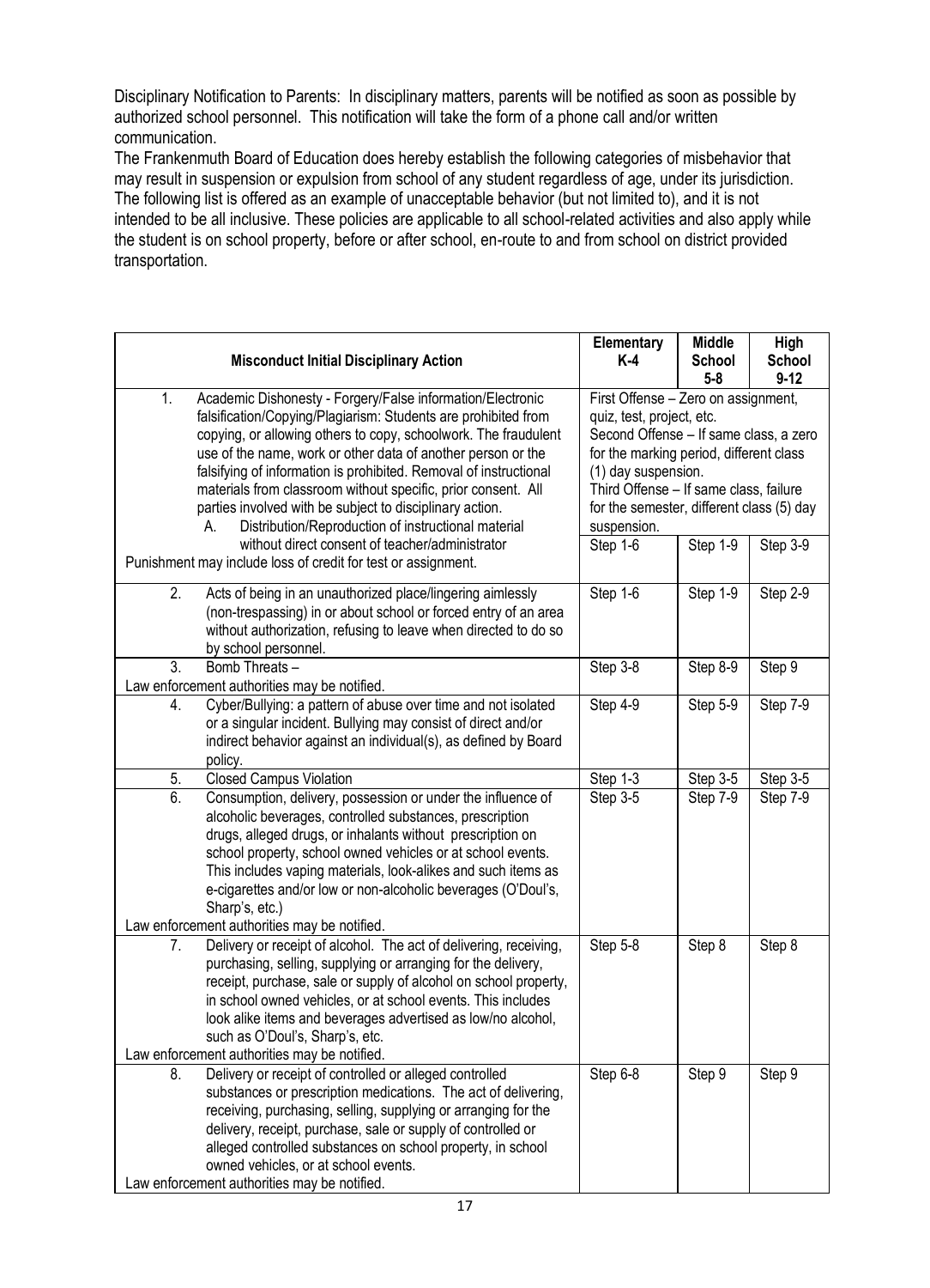Disciplinary Notification to Parents: In disciplinary matters, parents will be notified as soon as possible by authorized school personnel. This notification will take the form of a phone call and/or written communication.

The Frankenmuth Board of Education does hereby establish the following categories of misbehavior that may result in suspension or expulsion from school of any student regardless of age, under its jurisdiction. The following list is offered as an example of unacceptable behavior (but not limited to), and it is not intended to be all inclusive. These policies are applicable to all school-related activities and also apply while the student is on school property, before or after school, en-route to and from school on district provided transportation.

| Misconduct Initial Disciplinary Action | Elementary K-4 | Middle School 5-8 | High School 9-12 |
|---|---|---|---|
| 1. Academic Dishonesty - Forgery/False information/Electronic falsification/Copying/Plagiarism: Students are prohibited from copying, or allowing others to copy, schoolwork. The fraudulent use of the name, work or other data of another person or the falsifying of information is prohibited. Removal of instructional materials from classroom without specific, prior consent. All parties involved with be subject to disciplinary action.<br>A. Distribution/Reproduction of instructional material without direct consent of teacher/administrator<br>Punishment may include loss of credit for test or assignment. | First Offense – Zero on assignment, quiz, test, project, etc.<br>Second Offense – If same class, a zero for the marking period, different class (1) day suspension.<br>Third Offense – If same class, failure for the semester, different class (5) day suspension.<br>Step 1-6 | Step 1-9 | Step 3-9 |
| 2. Acts of being in an unauthorized place/lingering aimlessly (non-trespassing) in or about school or forced entry of an area without authorization, refusing to leave when directed to do so by school personnel. | Step 1-6 | Step 1-9 | Step 2-9 |
| 3. Bomb Threats –<br>Law enforcement authorities may be notified. | Step 3-8 | Step 8-9 | Step 9 |
| 4. Cyber/Bullying: a pattern of abuse over time and not isolated or a singular incident. Bullying may consist of direct and/or indirect behavior against an individual(s), as defined by Board policy. | Step 4-9 | Step 5-9 | Step 7-9 |
| 5. Closed Campus Violation | Step 1-3 | Step 3-5 | Step 3-5 |
| 6. Consumption, delivery, possession or under the influence of alcoholic beverages, controlled substances, prescription drugs, alleged drugs, or inhalants without prescription on school property, school owned vehicles or at school events. This includes vaping materials, look-alikes and such items as e-cigarettes and/or low or non-alcoholic beverages (O'Doul's, Sharp's, etc.)<br>Law enforcement authorities may be notified. | Step 3-5 | Step 7-9 | Step 7-9 |
| 7. Delivery or receipt of alcohol. The act of delivering, receiving, purchasing, selling, supplying or arranging for the delivery, receipt, purchase, sale or supply of alcohol on school property, in school owned vehicles, or at school events. This includes look alike items and beverages advertised as low/no alcohol, such as O'Doul's, Sharp's, etc.<br>Law enforcement authorities may be notified. | Step 5-8 | Step 8 | Step 8 |
| 8. Delivery or receipt of controlled or alleged controlled substances or prescription medications. The act of delivering, receiving, purchasing, selling, supplying or arranging for the delivery, receipt, purchase, sale or supply of controlled or alleged controlled substances on school property, in school owned vehicles, or at school events.<br>Law enforcement authorities may be notified. | Step 6-8 | Step 9 | Step 9 |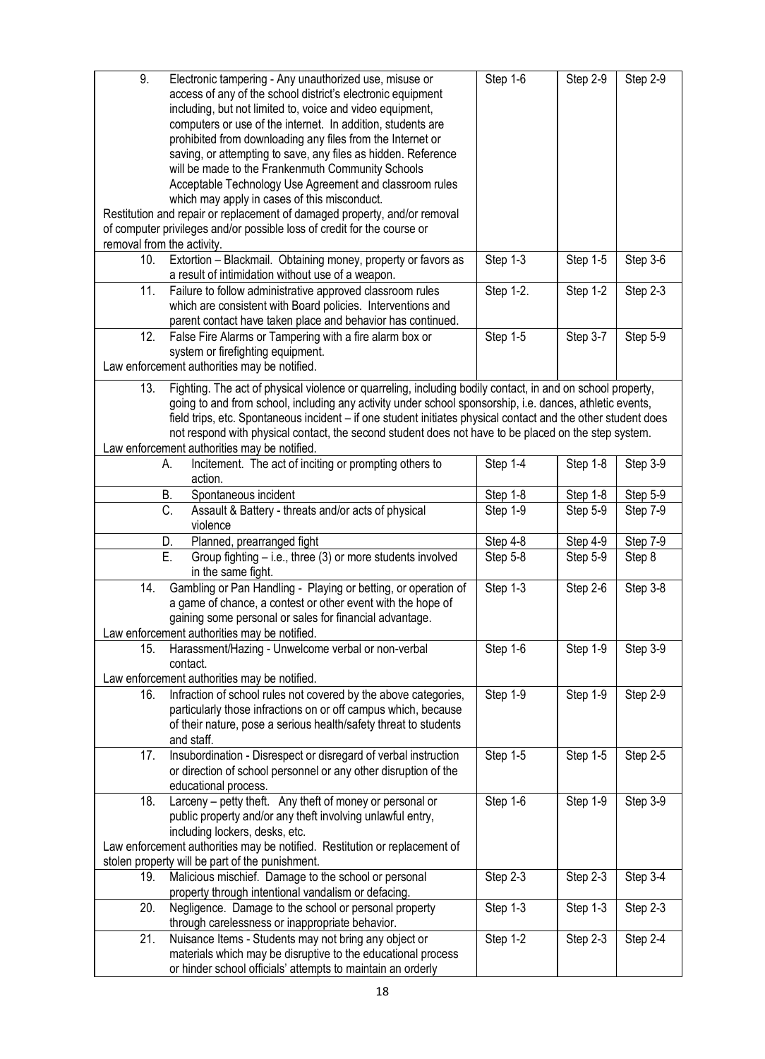| | | | |
|---|---|---|---|
| 9. Electronic tampering - Any unauthorized use, misuse or access of any of the school district's electronic equipment including, but not limited to, voice and video equipment, computers or use of the internet. In addition, students are prohibited from downloading any files from the Internet or saving, or attempting to save, any files as hidden. Reference will be made to the Frankenmuth Community Schools Acceptable Technology Use Agreement and classroom rules which may apply in cases of this misconduct. Restitution and repair or replacement of damaged property, and/or removal of computer privileges and/or possible loss of credit for the course or removal from the activity. | Step 1-6 | Step 2-9 | Step 2-9 |
| 10. Extortion – Blackmail. Obtaining money, property or favors as a result of intimidation without use of a weapon. | Step 1-3 | Step 1-5 | Step 3-6 |
| 11. Failure to follow administrative approved classroom rules which are consistent with Board policies. Interventions and parent contact have taken place and behavior has continued. | Step 1-2. | Step 1-2 | Step 2-3 |
| 12. False Fire Alarms or Tampering with a fire alarm box or system or firefighting equipment. Law enforcement authorities may be notified. | Step 1-5 | Step 3-7 | Step 5-9 |
| 13. Fighting. The act of physical violence or quarreling, including bodily contact, in and on school property, going to and from school, including any activity under school sponsorship, i.e. dances, athletic events, field trips, etc. Spontaneous incident – if one student initiates physical contact and the other student does not respond with physical contact, the second student does not have to be placed on the step system. Law enforcement authorities may be notified. | | | |
| A. Incitement. The act of inciting or prompting others to action. | Step 1-4 | Step 1-8 | Step 3-9 |
| B. Spontaneous incident | Step 1-8 | Step 1-8 | Step 5-9 |
| C. Assault & Battery - threats and/or acts of physical violence | Step 1-9 | Step 5-9 | Step 7-9 |
| D. Planned, prearranged fight | Step 4-8 | Step 4-9 | Step 7-9 |
| E. Group fighting – i.e., three (3) or more students involved in the same fight. | Step 5-8 | Step 5-9 | Step 8 |
| 14. Gambling or Pan Handling - Playing or betting, or operation of a game of chance, a contest or other event with the hope of gaining some personal or sales for financial advantage. Law enforcement authorities may be notified. | Step 1-3 | Step 2-6 | Step 3-8 |
| 15. Harassment/Hazing - Unwelcome verbal or non-verbal contact. Law enforcement authorities may be notified. | Step 1-6 | Step 1-9 | Step 3-9 |
| 16. Infraction of school rules not covered by the above categories, particularly those infractions on or off campus which, because of their nature, pose a serious health/safety threat to students and staff. | Step 1-9 | Step 1-9 | Step 2-9 |
| 17. Insubordination - Disrespect or disregard of verbal instruction or direction of school personnel or any other disruption of the educational process. | Step 1-5 | Step 1-5 | Step 2-5 |
| 18. Larceny – petty theft. Any theft of money or personal or public property and/or any theft involving unlawful entry, including lockers, desks, etc. Law enforcement authorities may be notified. Restitution or replacement of stolen property will be part of the punishment. | Step 1-6 | Step 1-9 | Step 3-9 |
| 19. Malicious mischief. Damage to the school or personal property through intentional vandalism or defacing. | Step 2-3 | Step 2-3 | Step 3-4 |
| 20. Negligence. Damage to the school or personal property through carelessness or inappropriate behavior. | Step 1-3 | Step 1-3 | Step 2-3 |
| 21. Nuisance Items - Students may not bring any object or materials which may be disruptive to the educational process or hinder school officials' attempts to maintain an orderly | Step 1-2 | Step 2-3 | Step 2-4 |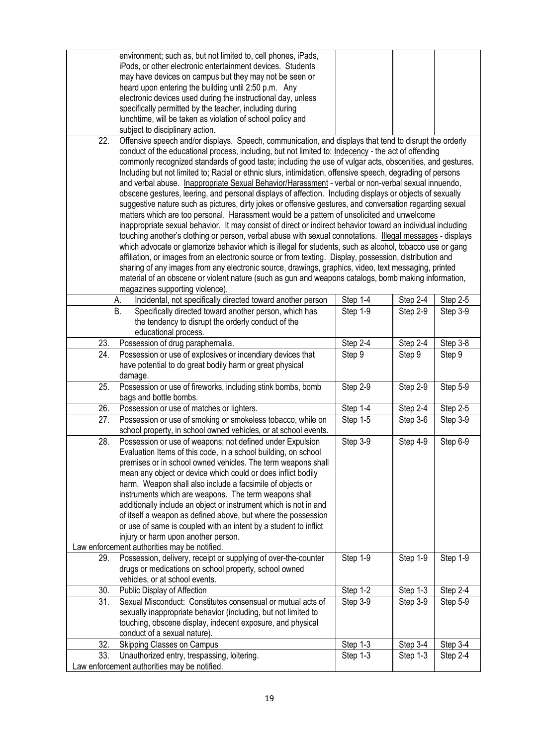| | | | | |
|---|---|---|---|---|
| | environment; such as, but not limited to, cell phones, iPads, iPods, or other electronic entertainment devices. Students may have devices on campus but they may not be seen or heard upon entering the building until 2:50 p.m. Any electronic devices used during the instructional day, unless specifically permitted by the teacher, including during lunchtime, will be taken as violation of school policy and subject to disciplinary action. | | | |
| 22. | Offensive speech and/or displays. Speech, communication, and displays that tend to disrupt the orderly conduct of the educational process, including, but not limited to: Indecency - the act of offending commonly recognized standards of good taste; including the use of vulgar acts, obscenities, and gestures. Including but not limited to; Racial or ethnic slurs, intimidation, offensive speech, degrading of persons and verbal abuse. Inappropriate Sexual Behavior/Harassment - verbal or non-verbal sexual innuendo, obscene gestures, leering, and personal displays of affection. Including displays or objects of sexually suggestive nature such as pictures, dirty jokes or offensive gestures, and conversation regarding sexual matters which are too personal. Harassment would be a pattern of unsolicited and unwelcome inappropriate sexual behavior. It may consist of direct or indirect behavior toward an individual including touching another's clothing or person, verbal abuse with sexual connotations. Illegal messages - displays which advocate or glamorize behavior which is illegal for students, such as alcohol, tobacco use or gang affiliation, or images from an electronic source or from texting. Display, possession, distribution and sharing of any images from any electronic source, drawings, graphics, video, text messaging, printed material of an obscene or violent nature (such as gun and weapons catalogs, bomb making information, magazines supporting violence). | | | |
| | A. Incidental, not specifically directed toward another person | Step 1-4 | Step 2-4 | Step 2-5 |
| | B. Specifically directed toward another person, which has the tendency to disrupt the orderly conduct of the educational process. | Step 1-9 | Step 2-9 | Step 3-9 |
| 23. | Possession of drug paraphernalia. | Step 2-4 | Step 2-4 | Step 3-8 |
| 24. | Possession or use of explosives or incendiary devices that have potential to do great bodily harm or great physical damage. | Step 9 | Step 9 | Step 9 |
| 25. | Possession or use of fireworks, including stink bombs, bomb bags and bottle bombs. | Step 2-9 | Step 2-9 | Step 5-9 |
| 26. | Possession or use of matches or lighters. | Step 1-4 | Step 2-4 | Step 2-5 |
| 27. | Possession or use of smoking or smokeless tobacco, while on school property, in school owned vehicles, or at school events. | Step 1-5 | Step 3-6 | Step 3-9 |
| 28. | Possession or use of weapons; not defined under Expulsion Evaluation Items of this code, in a school building, on school premises or in school owned vehicles. The term weapons shall mean any object or device which could or does inflict bodily harm. Weapon shall also include a facsimile of objects or instruments which are weapons. The term weapons shall additionally include an object or instrument which is not in and of itself a weapon as defined above, but where the possession or use of same is coupled with an intent by a student to inflict injury or harm upon another person. Law enforcement authorities may be notified. | Step 3-9 | Step 4-9 | Step 6-9 |
| 29. | Possession, delivery, receipt or supplying of over-the-counter drugs or medications on school property, school owned vehicles, or at school events. | Step 1-9 | Step 1-9 | Step 1-9 |
| 30. | Public Display of Affection | Step 1-2 | Step 1-3 | Step 2-4 |
| 31. | Sexual Misconduct: Constitutes consensual or mutual acts of sexually inappropriate behavior (including, but not limited to touching, obscene display, indecent exposure, and physical conduct of a sexual nature). | Step 3-9 | Step 3-9 | Step 5-9 |
| 32. | Skipping Classes on Campus | Step 1-3 | Step 3-4 | Step 3-4 |
| 33. | Unauthorized entry, trespassing, loitering. Law enforcement authorities may be notified. | Step 1-3 | Step 1-3 | Step 2-4 |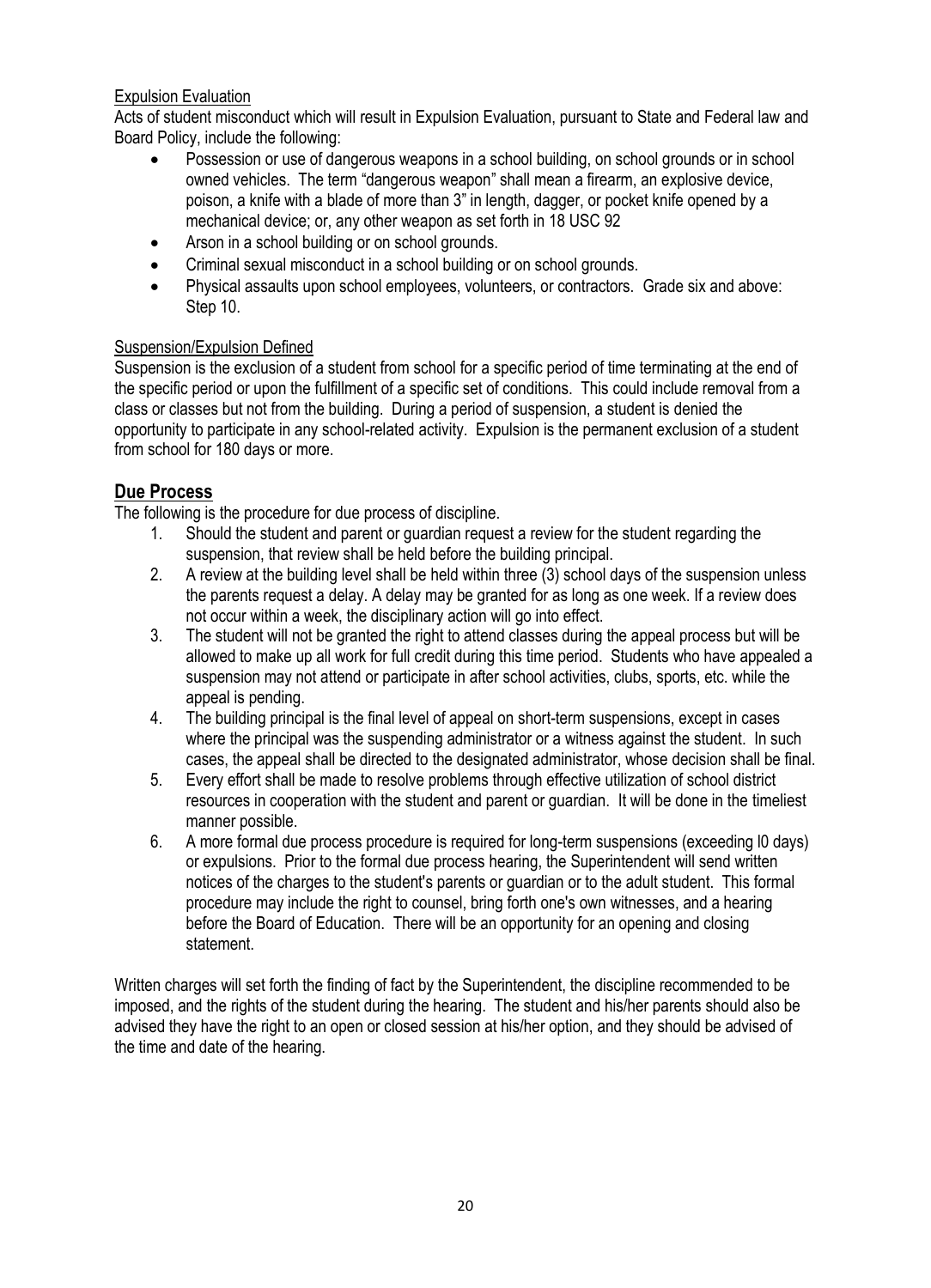Expulsion Evaluation

Acts of student misconduct which will result in Expulsion Evaluation, pursuant to State and Federal law and Board Policy, include the following:

- Possession or use of dangerous weapons in a school building, on school grounds or in school owned vehicles. The term "dangerous weapon" shall mean a firearm, an explosive device, poison, a knife with a blade of more than 3" in length, dagger, or pocket knife opened by a mechanical device; or, any other weapon as set forth in 18 USC 92
- Arson in a school building or on school grounds.
- Criminal sexual misconduct in a school building or on school grounds.
- Physical assaults upon school employees, volunteers, or contractors. Grade six and above: Step 10.

Suspension/Expulsion Defined

Suspension is the exclusion of a student from school for a specific period of time terminating at the end of the specific period or upon the fulfillment of a specific set of conditions. This could include removal from a class or classes but not from the building. During a period of suspension, a student is denied the opportunity to participate in any school-related activity. Expulsion is the permanent exclusion of a student from school for 180 days or more.

## Due Process

The following is the procedure for due process of discipline.

1. Should the student and parent or guardian request a review for the student regarding the suspension, that review shall be held before the building principal.
2. A review at the building level shall be held within three (3) school days of the suspension unless the parents request a delay. A delay may be granted for as long as one week. If a review does not occur within a week, the disciplinary action will go into effect.
3. The student will not be granted the right to attend classes during the appeal process but will be allowed to make up all work for full credit during this time period. Students who have appealed a suspension may not attend or participate in after school activities, clubs, sports, etc. while the appeal is pending.
4. The building principal is the final level of appeal on short-term suspensions, except in cases where the principal was the suspending administrator or a witness against the student. In such cases, the appeal shall be directed to the designated administrator, whose decision shall be final.
5. Every effort shall be made to resolve problems through effective utilization of school district resources in cooperation with the student and parent or guardian. It will be done in the timeliest manner possible.
6. A more formal due process procedure is required for long-term suspensions (exceeding l0 days) or expulsions. Prior to the formal due process hearing, the Superintendent will send written notices of the charges to the student's parents or guardian or to the adult student. This formal procedure may include the right to counsel, bring forth one's own witnesses, and a hearing before the Board of Education. There will be an opportunity for an opening and closing statement.

Written charges will set forth the finding of fact by the Superintendent, the discipline recommended to be imposed, and the rights of the student during the hearing. The student and his/her parents should also be advised they have the right to an open or closed session at his/her option, and they should be advised of the time and date of the hearing.